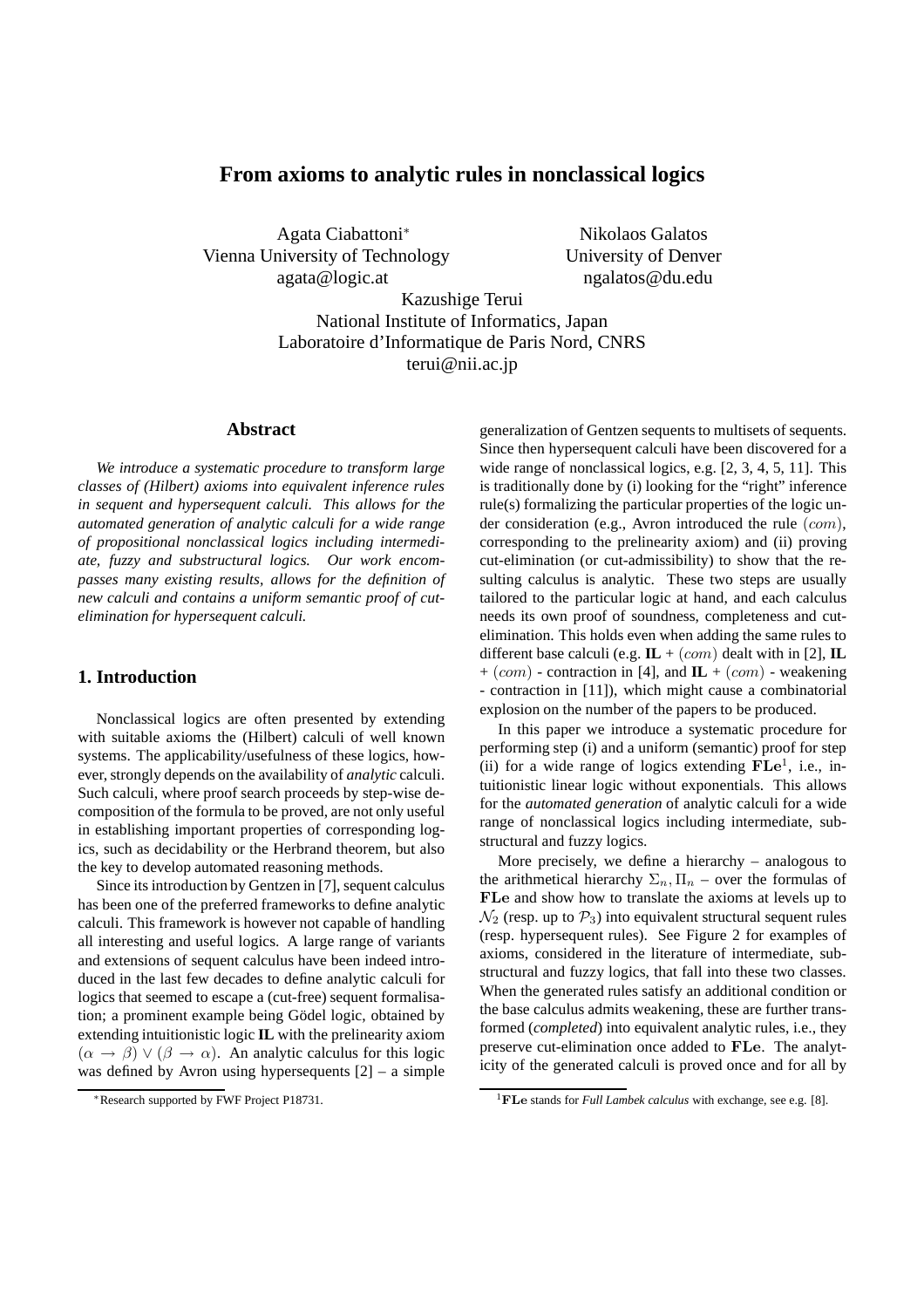# From axioms to analytic rules in nonclassical logics

Agata Ciabattoni[*]
Vienna University of Technology
agata@logic.at

Nikolaos Galatos
University of Denver
ngalatos@du.edu

Kazushige Terui
National Institute of Informatics, Japan
Laboratoire d'Informatique de Paris Nord, CNRS
terui@nii.ac.jp

## Abstract

*We introduce a systematic procedure to transform large classes of (Hilbert) axioms into equivalent inference rules in sequent and hypersequent calculi. This allows for the automated generation of analytic calculi for a wide range of propositional nonclassical logics including intermediate, fuzzy and substructural logics. Our work encompasses many existing results, allows for the definition of new calculi and contains a uniform semantic proof of cut-elimination for hypersequent calculi.*

## 1. Introduction

Nonclassical logics are often presented by extending with suitable axioms the (Hilbert) calculi of well known systems. The applicability/usefulness of these logics, however, strongly depends on the availability of *analytic* calculi. Such calculi, where proof search proceeds by step-wise decomposition of the formula to be proved, are not only useful in establishing important properties of corresponding logics, such as decidability or the Herbrand theorem, but also the key to develop automated reasoning methods.

Since its introduction by Gentzen in [7], sequent calculus has been one of the preferred frameworks to define analytic calculi. This framework is however not capable of handling all interesting and useful logics. A large range of variants and extensions of sequent calculus have been indeed introduced in the last few decades to define analytic calculi for logics that seemed to escape a (cut-free) sequent formalisation; a prominent example being Gödel logic, obtained by extending intuitionistic logic **IL** with the prelinearity axiom $(\alpha \to \beta) \vee (\beta \to \alpha)$. An analytic calculus for this logic was defined by Avron using hypersequents [2] – a simple generalization of Gentzen sequents to multisets of sequents. Since then hypersequent calculi have been discovered for a wide range of nonclassical logics, e.g. [2, 3, 4, 5, 11]. This is traditionally done by (i) looking for the "right" inference rule(s) formalizing the particular properties of the logic under consideration (e.g., Avron introduced the rule $(com)$, corresponding to the prelinearity axiom) and (ii) proving cut-elimination (or cut-admissibility) to show that the resulting calculus is analytic. These two steps are usually tailored to the particular logic at hand, and each calculus needs its own proof of soundness, completeness and cut-elimination. This holds even when adding the same rules to different base calculi (e.g. **IL** + $(com)$ dealt with in [2], **IL** + $(com)$ - contraction in [4], and **IL** + $(com)$ - weakening - contraction in [11]), which might cause a combinatorial explosion on the number of the papers to be produced.

In this paper we introduce a systematic procedure for performing step (i) and a uniform (semantic) proof for step (ii) for a wide range of logics extending $\mathbf{FLe}$[1], i.e., intuitionistic linear logic without exponentials. This allows for the *automated generation* of analytic calculi for a wide range of nonclassical logics including intermediate, substructural and fuzzy logics.

More precisely, we define a hierarchy – analogous to the arithmetical hierarchy $\Sigma_n, \Pi_n$ – over the formulas of $\mathbf{FLe}$ and show how to translate the axioms at levels up to $\mathcal{N}_2$ (resp. up to $\mathcal{P}_3$) into equivalent structural sequent rules (resp. hypersequent rules). See Figure 2 for examples of axioms, considered in the literature of intermediate, substructural and fuzzy logics, that fall into these two classes. When the generated rules satisfy an additional condition or the base calculus admits weakening, these are further transformed (*completed*) into equivalent analytic rules, i.e., they preserve cut-elimination once added to $\mathbf{FLe}$. The analyticity of the generated calculi is proved once and for all by

[*] Research supported by FWF Project P18731.

[1] $\mathbf{FLe}$ stands for *Full Lambek calculus* with exchange, see e.g. [8].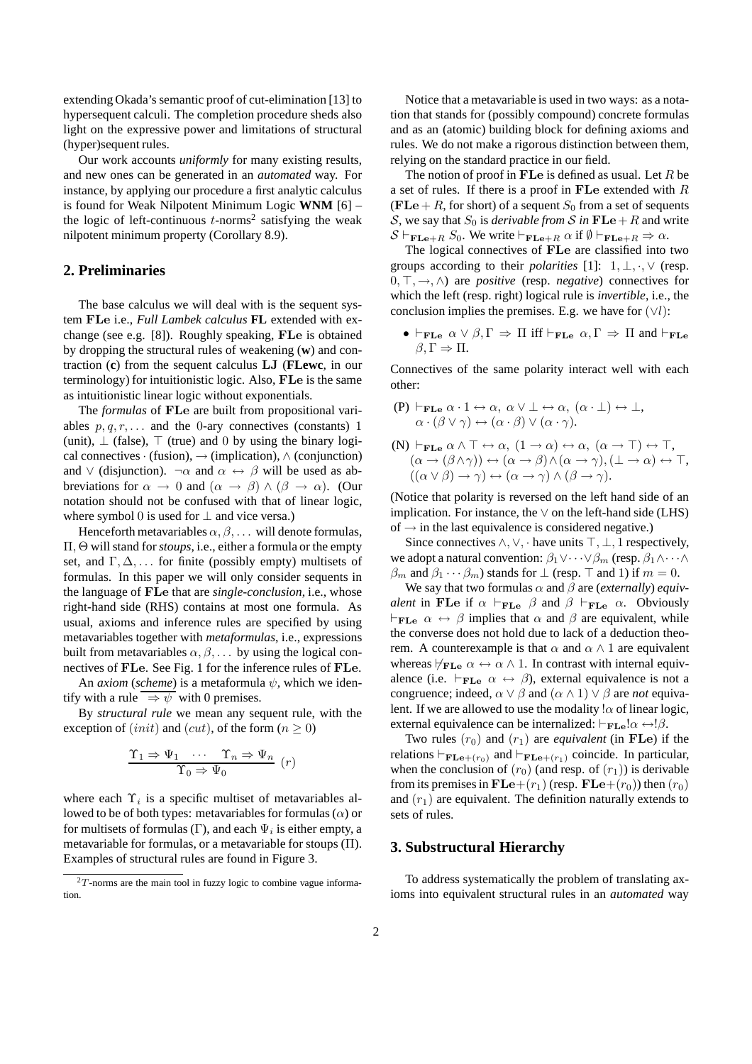extending Okada's semantic proof of cut-elimination [13] to hypersequent calculi. The completion procedure sheds also light on the expressive power and limitations of structural (hyper)sequent rules.

Our work accounts *uniformly* for many existing results, and new ones can be generated in an *automated* way. For instance, by applying our procedure a first analytic calculus is found for Weak Nilpotent Minimum Logic **WNM** [6] – the logic of left-continuous $t$-norms[2] satisfying the weak nilpotent minimum property (Corollary 8.9).

## 2. Preliminaries

The base calculus we will deal with is the sequent system **FLe** i.e., *Full Lambek calculus* **FL** extended with exchange (see e.g. [8]). Roughly speaking, **FLe** is obtained by dropping the structural rules of weakening (**w**) and contraction (**c**) from the sequent calculus **LJ** (**FLewc**, in our terminology) for intuitionistic logic. Also, **FLe** is the same as intuitionistic linear logic without exponentials.

The *formulas* of **FLe** are built from propositional variables $p, q, r, \ldots$ and the 0-ary connectives (constants) $1$ (unit), $\bot$ (false), $\top$ (true) and $0$ by using the binary logical connectives $\cdot$ (fusion), $\rightarrow$ (implication), $\wedge$ (conjunction) and $\vee$ (disjunction). $\neg\alpha$ and $\alpha \leftrightarrow \beta$ will be used as abbreviations for $\alpha \rightarrow 0$ and $(\alpha \rightarrow \beta) \wedge (\beta \rightarrow \alpha)$. (Our notation should not be confused with that of linear logic, where symbol $0$ is used for $\bot$ and vice versa.)

Henceforth metavariables $\alpha, \beta, \ldots$ will denote formulas, $\Pi, \Theta$ will stand for *stoups*, i.e., either a formula or the empty set, and $\Gamma, \Delta, \ldots$ for finite (possibly empty) multisets of formulas. In this paper we will only consider sequents in the language of **FLe** that are *single-conclusion*, i.e., whose right-hand side (RHS) contains at most one formula. As usual, axioms and inference rules are specified by using metavariables together with *metaformulas*, i.e., expressions built from metavariables $\alpha, \beta, \ldots$ by using the logical connectives of **FLe**. See Fig. 1 for the inference rules of **FLe**.

An *axiom* (*scheme*) is a metaformula $\psi$, which we identify with a rule $\overline{\Rightarrow \psi}$ with 0 premises.

By *structural rule* we mean any sequent rule, with the exception of $(init)$ and $(cut)$, of the form ($n \geq 0$)

$$\frac{\Upsilon_1 \Rightarrow \Psi_1 \quad \cdots \quad \Upsilon_n \Rightarrow \Psi_n}{\Upsilon_0 \Rightarrow \Psi_0}\ (r)$$

where each $\Upsilon_i$ is a specific multiset of metavariables allowed to be of both types: metavariables for formulas ($\alpha$) or for multisets of formulas ($\Gamma$), and each $\Psi_i$ is either empty, a metavariable for formulas, or a metavariable for stoups ($\Pi$). Examples of structural rules are found in Figure 3.

[2] $T$-norms are the main tool in fuzzy logic to combine vague information.

Notice that a metavariable is used in two ways: as a notation that stands for (possibly compound) concrete formulas and as an (atomic) building block for defining axioms and rules. We do not make a rigorous distinction between them, relying on the standard practice in our field.

The notion of proof in **FLe** is defined as usual. Let $R$ be a set of rules. If there is a proof in **FLe** extended with $R$ (**FLe** $+ R$, for short) of a sequent $S_0$ from a set of sequents $\mathcal{S}$, we say that $S_0$ is *derivable from* $\mathcal{S}$ *in* **FLe** $+ R$ and write $\mathcal{S} \vdash_{\mathbf{FLe}+R} S_0$. We write $\vdash_{\mathbf{FLe}+R} \alpha$ if $\emptyset \vdash_{\mathbf{FLe}+R} \Rightarrow \alpha$.

The logical connectives of **FLe** are classified into two groups according to their *polarities* [1]: $1, \bot, \cdot, \vee$ (resp. $0, \top, \rightarrow, \wedge$) are *positive* (resp. *negative*) connectives for which the left (resp. right) logical rule is *invertible*, i.e., the conclusion implies the premises. E.g. we have for $(\vee l)$:

- $\vdash_{\mathbf{FLe}} \alpha \vee \beta, \Gamma \Rightarrow \Pi$ iff $\vdash_{\mathbf{FLe}} \alpha, \Gamma \Rightarrow \Pi$ and $\vdash_{\mathbf{FLe}} \beta, \Gamma \Rightarrow \Pi$.

Connectives of the same polarity interact well with each other:

(P) $\vdash_{\mathbf{FLe}} \alpha \cdot 1 \leftrightarrow \alpha,\ \alpha \vee \bot \leftrightarrow \alpha,\ (\alpha \cdot \bot) \leftrightarrow \bot,$
$\alpha \cdot (\beta \vee \gamma) \leftrightarrow (\alpha \cdot \beta) \vee (\alpha \cdot \gamma).$

(N) $\vdash_{\mathbf{FLe}} \alpha \wedge \top \leftrightarrow \alpha,\ (1 \rightarrow \alpha) \leftrightarrow \alpha,\ (\alpha \rightarrow \top) \leftrightarrow \top,$
$(\alpha \rightarrow (\beta \wedge \gamma)) \leftrightarrow (\alpha \rightarrow \beta) \wedge (\alpha \rightarrow \gamma), (\bot \rightarrow \alpha) \leftrightarrow \top,$
$((\alpha \vee \beta) \rightarrow \gamma) \leftrightarrow (\alpha \rightarrow \gamma) \wedge (\beta \rightarrow \gamma).$

(Notice that polarity is reversed on the left hand side of an implication. For instance, the $\vee$ on the left-hand side (LHS) of $\rightarrow$ in the last equivalence is considered negative.)

Since connectives $\wedge, \vee, \cdot$ have units $\top, \bot, 1$ respectively, we adopt a natural convention: $\beta_1 \vee \cdots \vee \beta_m$ (resp. $\beta_1 \wedge \cdots \wedge \beta_m$ and $\beta_1 \cdots \beta_m$) stands for $\bot$ (resp. $\top$ and $1$) if $m = 0$.

We say that two formulas $\alpha$ and $\beta$ are (*externally*) *equivalent* in **FLe** if $\alpha \vdash_{\mathbf{FLe}} \beta$ and $\beta \vdash_{\mathbf{FLe}} \alpha$. Obviously $\vdash_{\mathbf{FLe}} \alpha \leftrightarrow \beta$ implies that $\alpha$ and $\beta$ are equivalent, while the converse does not hold due to lack of a deduction theorem. A counterexample is that $\alpha$ and $\alpha \wedge 1$ are equivalent whereas $\not\vdash_{\mathbf{FLe}} \alpha \leftrightarrow \alpha \wedge 1$. In contrast with internal equivalence (i.e. $\vdash_{\mathbf{FLe}} \alpha \leftrightarrow \beta$), external equivalence is not a congruence; indeed, $\alpha \vee \beta$ and $(\alpha \wedge 1) \vee \beta$ are *not* equivalent. If we are allowed to use the modality $!\alpha$ of linear logic, external equivalence can be internalized: $\vdash_{\mathbf{FLe}} !\alpha \leftrightarrow !\beta$.

Two rules $(r_0)$ and $(r_1)$ are *equivalent* (in **FLe**) if the relations $\vdash_{\mathbf{FLe}+(r_0)}$ and $\vdash_{\mathbf{FLe}+(r_1)}$ coincide. In particular, when the conclusion of $(r_0)$ (and resp. of $(r_1)$) is derivable from its premises in **FLe**$+(r_1)$ (resp. **FLe**$+(r_0)$) then $(r_0)$ and $(r_1)$ are equivalent. The definition naturally extends to sets of rules.

## 3. Substructural Hierarchy

To address systematically the problem of translating axioms into equivalent structural rules in an *automated* way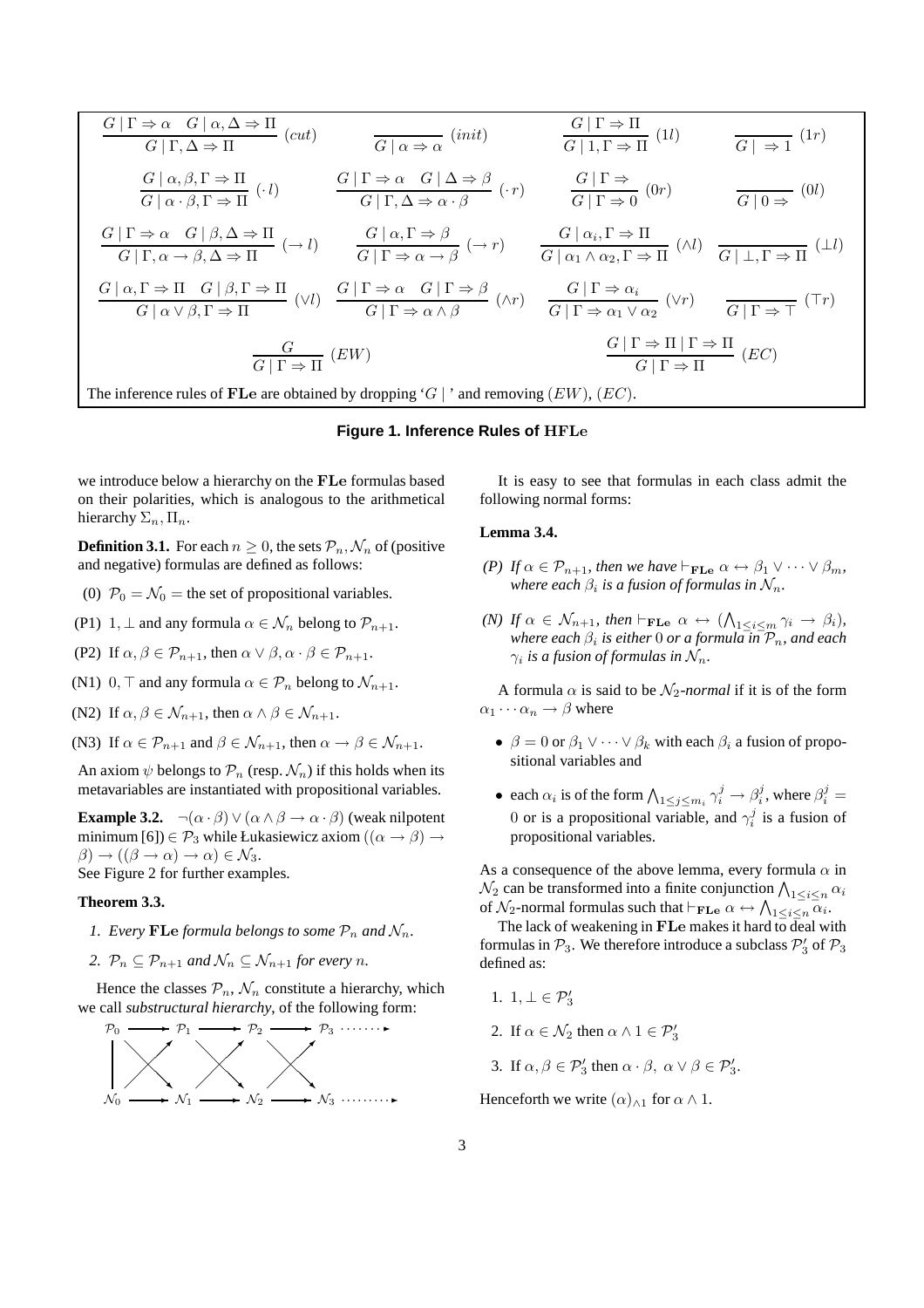$$\frac{G \mid \Gamma \Rightarrow \alpha \quad G \mid \alpha, \Delta \Rightarrow \Pi}{G \mid \Gamma, \Delta \Rightarrow \Pi}\ (cut) \qquad \frac{}{G \mid \alpha \Rightarrow \alpha}\ (init) \qquad \frac{G \mid \Gamma \Rightarrow \Pi}{G \mid 1, \Gamma \Rightarrow \Pi}\ (1l) \qquad \frac{}{G \mid\ \Rightarrow 1}\ (1r)$$

$$\frac{G \mid \alpha, \beta, \Gamma \Rightarrow \Pi}{G \mid \alpha \cdot \beta, \Gamma \Rightarrow \Pi}\ (\cdot l) \qquad \frac{G \mid \Gamma \Rightarrow \alpha \quad G \mid \Delta \Rightarrow \beta}{G \mid \Gamma, \Delta \Rightarrow \alpha \cdot \beta}\ (\cdot r) \qquad \frac{G \mid \Gamma \Rightarrow}{G \mid \Gamma \Rightarrow 0}\ (0r) \qquad \frac{}{G \mid 0 \Rightarrow}\ (0l)$$

$$\frac{G \mid \Gamma \Rightarrow \alpha \quad G \mid \beta, \Delta \Rightarrow \Pi}{G \mid \Gamma, \alpha \to \beta, \Delta \Rightarrow \Pi}\ (\to l) \qquad \frac{G \mid \alpha, \Gamma \Rightarrow \beta}{G \mid \Gamma \Rightarrow \alpha \to \beta}\ (\to r) \qquad \frac{G \mid \alpha_i, \Gamma \Rightarrow \Pi}{G \mid \alpha_1 \wedge \alpha_2, \Gamma \Rightarrow \Pi}\ (\wedge l) \qquad \frac{}{G \mid \bot, \Gamma \Rightarrow \Pi}\ (\bot l)$$

$$\frac{G \mid \alpha, \Gamma \Rightarrow \Pi \quad G \mid \beta, \Gamma \Rightarrow \Pi}{G \mid \alpha \vee \beta, \Gamma \Rightarrow \Pi}\ (\vee l) \qquad \frac{G \mid \Gamma \Rightarrow \alpha \quad G \mid \Gamma \Rightarrow \beta}{G \mid \Gamma \Rightarrow \alpha \wedge \beta}\ (\wedge r) \qquad \frac{G \mid \Gamma \Rightarrow \alpha_i}{G \mid \Gamma \Rightarrow \alpha_1 \vee \alpha_2}\ (\vee r) \qquad \frac{}{G \mid \Gamma \Rightarrow \top}\ (\top r)$$

$$\frac{G}{G \mid \Gamma \Rightarrow \Pi}\ (EW) \qquad \frac{G \mid \Gamma \Rightarrow \Pi \mid \Gamma \Rightarrow \Pi}{G \mid \Gamma \Rightarrow \Pi}\ (EC)$$

The inference rules of **FLe** are obtained by dropping '$G \mid$' and removing $(EW)$, $(EC)$.

**Figure 1. Inference Rules of HFLe**

we introduce below a hierarchy on the **FLe** formulas based on their polarities, which is analogous to the arithmetical hierarchy $\Sigma_n, \Pi_n$.

**Definition 3.1.** For each $n \geq 0$, the sets $\mathcal{P}_n, \mathcal{N}_n$ of (positive and negative) formulas are defined as follows:

(0) $\mathcal{P}_0 = \mathcal{N}_0 =$ the set of propositional variables.

(P1) $1, \bot$ and any formula $\alpha \in \mathcal{N}_n$ belong to $\mathcal{P}_{n+1}$.

(P2) If $\alpha, \beta \in \mathcal{P}_{n+1}$, then $\alpha \vee \beta, \alpha \cdot \beta \in \mathcal{P}_{n+1}$.

(N1) $0, \top$ and any formula $\alpha \in \mathcal{P}_n$ belong to $\mathcal{N}_{n+1}$.

(N2) If $\alpha, \beta \in \mathcal{N}_{n+1}$, then $\alpha \wedge \beta \in \mathcal{N}_{n+1}$.

(N3) If $\alpha \in \mathcal{P}_{n+1}$ and $\beta \in \mathcal{N}_{n+1}$, then $\alpha \to \beta \in \mathcal{N}_{n+1}$.

An axiom $\psi$ belongs to $\mathcal{P}_n$ (resp. $\mathcal{N}_n$) if this holds when its metavariables are instantiated with propositional variables.

**Example 3.2.** $\neg(\alpha \cdot \beta) \vee (\alpha \wedge \beta \to \alpha \cdot \beta)$ (weak nilpotent minimum [6]) $\in \mathcal{P}_3$ while Łukasiewicz axiom $((\alpha \to \beta) \to \beta) \to ((\beta \to \alpha) \to \alpha) \in \mathcal{N}_3$.
See Figure 2 for further examples.

**Theorem 3.3.**

1. *Every* **FLe** *formula belongs to some* $\mathcal{P}_n$ *and* $\mathcal{N}_n$.
2. $\mathcal{P}_n \subseteq \mathcal{P}_{n+1}$ *and* $\mathcal{N}_n \subseteq \mathcal{N}_{n+1}$ *for every* $n$.

Hence the classes $\mathcal{P}_n, \mathcal{N}_n$ constitute a hierarchy, which we call *substructural hierarchy*, of the following form:

$$\begin{array}{ccccccc} \mathcal{P}_0 & \longrightarrow & \mathcal{P}_1 & \longrightarrow & \mathcal{P}_2 & \longrightarrow & \mathcal{P}_3 \cdots\cdots \\ | & \times & & \times & & \times & \\ \mathcal{N}_0 & \longrightarrow & \mathcal{N}_1 & \longrightarrow & \mathcal{N}_2 & \longrightarrow & \mathcal{N}_3 \cdots\cdots \end{array}$$

It is easy to see that formulas in each class admit the following normal forms:

**Lemma 3.4.**

*(P) If $\alpha \in \mathcal{P}_{n+1}$, then we have $\vdash_{\mathbf{FLe}} \alpha \leftrightarrow \beta_1 \vee \cdots \vee \beta_m$, where each $\beta_i$ is a fusion of formulas in $\mathcal{N}_n$.*

*(N) If $\alpha \in \mathcal{N}_{n+1}$, then $\vdash_{\mathbf{FLe}} \alpha \leftrightarrow (\bigwedge_{1 \leq i \leq m} \gamma_i \to \beta_i)$, where each $\beta_i$ is either 0 or a formula in $\mathcal{P}_n$, and each $\gamma_i$ is a fusion of formulas in $\mathcal{N}_n$.*

A formula $\alpha$ is said to be $\mathcal{N}_2$*-normal* if it is of the form $\alpha_1 \cdots \alpha_n \to \beta$ where

- $\beta = 0$ or $\beta_1 \vee \cdots \vee \beta_k$ with each $\beta_i$ a fusion of propositional variables and
- each $\alpha_i$ is of the form $\bigwedge_{1 \leq j \leq m_i} \gamma_i^j \to \beta_i^j$, where $\beta_i^j = 0$ or is a propositional variable, and $\gamma_i^j$ is a fusion of propositional variables.

As a consequence of the above lemma, every formula $\alpha$ in $\mathcal{N}_2$ can be transformed into a finite conjunction $\bigwedge_{1 \leq i \leq n} \alpha_i$ of $\mathcal{N}_2$-normal formulas such that $\vdash_{\mathbf{FLe}} \alpha \leftrightarrow \bigwedge_{1 \leq i \leq n} \alpha_i$.

The lack of weakening in **FLe** makes it hard to deal with formulas in $\mathcal{P}_3$. We therefore introduce a subclass $\mathcal{P}'_3$ of $\mathcal{P}_3$ defined as:

1. $1, \bot \in \mathcal{P}'_3$
2. If $\alpha \in \mathcal{N}_2$ then $\alpha \wedge 1 \in \mathcal{P}'_3$
3. If $\alpha, \beta \in \mathcal{P}'_3$ then $\alpha \cdot \beta,\ \alpha \vee \beta \in \mathcal{P}'_3$.

Henceforth we write $(\alpha)_{\wedge 1}$ for $\alpha \wedge 1$.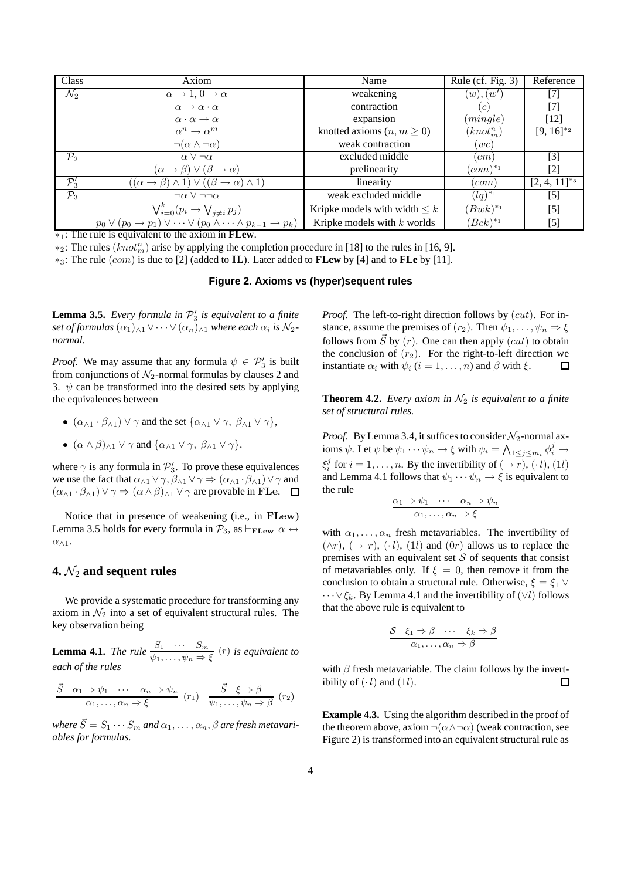| Class | Axiom | Name | Rule (cf. Fig. 3) | Reference |
|---|---|---|---|---|
| $\mathcal{N}_2$ | $\alpha \to 1, 0 \to \alpha$ | weakening | $(w), (w')$ | [7] |
| | $\alpha \to \alpha \cdot \alpha$ | contraction | $(c)$ | [7] |
| | $\alpha \cdot \alpha \to \alpha$ | expansion | $(mingle)$ | [12] |
| | $\alpha^n \to \alpha^m$ | knotted axioms ($n, m \geq 0$) | $(knot^n_m)$ | [9, 16]$^{*_2}$ |
| | $\neg(\alpha \wedge \neg\alpha)$ | weak contraction | $(wc)$ | |
| $\mathcal{P}_2$ | $\alpha \vee \neg\alpha$ | excluded middle | $(em)$ | [3] |
| | $(\alpha \to \beta) \vee (\beta \to \alpha)$ | prelinearity | $(com)^{*_1}$ | [2] |
| $\mathcal{P}'_3$ | $((\alpha \to \beta) \wedge 1) \vee ((\beta \to \alpha) \wedge 1)$ | linearity | $(com)$ | [2, 4, 11]$^{*_3}$ |
| $\mathcal{P}_3$ | $\neg\alpha \vee \neg\neg\alpha$ | weak excluded middle | $(lq)^{*_1}$ | [5] |
| | $\bigvee_{i=0}^{k}(p_i \to \bigvee_{j \neq i} p_j)$ | Kripke models with width $\leq k$ | $(Bwk)^{*_1}$ | [5] |
| | $p_0 \vee (p_0 \to p_1) \vee \cdots \vee (p_0 \wedge \cdots \wedge p_{k-1} \to p_k)$ | Kripke models with $k$ worlds | $(Bck)^{*_1}$ | [5] |

$*_1$: The rule is equivalent to the axiom in **FLew**.

$*_2$: The rules $(knot^n_m)$ arise by applying the completion procedure in [18] to the rules in [16, 9].

$*_3$: The rule $(com)$ is due to [2] (added to **IL**). Later added to **FLew** by [4] and to **FLe** by [11].

**Figure 2. Axioms vs (hyper)sequent rules**

**Lemma 3.5.** *Every formula in $\mathcal{P}'_3$ is equivalent to a finite set of formulas $(\alpha_1)_{\wedge 1} \vee \cdots \vee (\alpha_n)_{\wedge 1}$ where each $\alpha_i$ is $\mathcal{N}_2$-normal.*

*Proof.* We may assume that any formula $\psi \in \mathcal{P}'_3$ is built from conjunctions of $\mathcal{N}_2$-normal formulas by clauses 2 and 3. $\psi$ can be transformed into the desired sets by applying the equivalences between

- $(\alpha_{\wedge 1} \cdot \beta_{\wedge 1}) \vee \gamma$ and the set $\{\alpha_{\wedge 1} \vee \gamma,\ \beta_{\wedge 1} \vee \gamma\}$,
- $(\alpha \wedge \beta)_{\wedge 1} \vee \gamma$ and $\{\alpha_{\wedge 1} \vee \gamma,\ \beta_{\wedge 1} \vee \gamma\}$.

where $\gamma$ is any formula in $\mathcal{P}'_3$. To prove these equivalences we use the fact that $\alpha_{\wedge 1} \vee \gamma, \beta_{\wedge 1} \vee \gamma \Rightarrow (\alpha_{\wedge 1} \cdot \beta_{\wedge 1}) \vee \gamma$ and $(\alpha_{\wedge 1} \cdot \beta_{\wedge 1}) \vee \gamma \Rightarrow (\alpha \wedge \beta)_{\wedge 1} \vee \gamma$ are provable in **FLe**. ☐

Notice that in presence of weakening (i.e., in **FLew**) Lemma 3.5 holds for every formula in $\mathcal{P}_3$, as $\vdash_{\mathbf{FLew}} \alpha \leftrightarrow \alpha_{\wedge 1}$.

## 4. $\mathcal{N}_2$ and sequent rules

We provide a systematic procedure for transforming any axiom in $\mathcal{N}_2$ into a set of equivalent structural rules. The key observation being

**Lemma 4.1.** *The rule* $\dfrac{S_1 \quad \cdots \quad S_m}{\psi_1, \ldots, \psi_n \Rightarrow \xi}\ (r)$ *is equivalent to each of the rules*

$$\frac{\vec{S} \quad \alpha_1 \Rightarrow \psi_1 \quad \cdots \quad \alpha_n \Rightarrow \psi_n}{\alpha_1, \ldots, \alpha_n \Rightarrow \xi}\ (r_1) \qquad \frac{\vec{S} \quad \xi \Rightarrow \beta}{\psi_1, \ldots, \psi_n \Rightarrow \beta}\ (r_2)$$

*where $\vec{S} = S_1 \cdots S_m$ and $\alpha_1, \ldots, \alpha_n, \beta$ are fresh metavariables for formulas.*

*Proof.* The left-to-right direction follows by $(cut)$. For instance, assume the premises of $(r_2)$. Then $\psi_1, \ldots, \psi_n \Rightarrow \xi$ follows from $\vec{S}$ by $(r)$. One can then apply $(cut)$ to obtain the conclusion of $(r_2)$. For the right-to-left direction we instantiate $\alpha_i$ with $\psi_i$ ($i = 1, \ldots, n$) and $\beta$ with $\xi$. ☐

**Theorem 4.2.** *Every axiom in $\mathcal{N}_2$ is equivalent to a finite set of structural rules.*

*Proof.* By Lemma 3.4, it suffices to consider $\mathcal{N}_2$-normal axioms $\psi$. Let $\psi$ be $\psi_1 \cdots \psi_n \to \xi$ with $\psi_i = \bigwedge_{1 \leq j \leq m_i} \phi^j_i \to \xi^j_i$ for $i = 1, \ldots, n$. By the invertibility of $(\to r)$, $(\cdot l)$, $(1l)$ and Lemma 4.1 follows that $\psi_1 \cdots \psi_n \to \xi$ is equivalent to the rule

$$\frac{\alpha_1 \Rightarrow \psi_1 \quad \cdots \quad \alpha_n \Rightarrow \psi_n}{\alpha_1, \ldots, \alpha_n \Rightarrow \xi}$$

with $\alpha_1, \ldots, \alpha_n$ fresh metavariables. The invertibility of $(\wedge r)$, $(\to r)$, $(\cdot l)$, $(1l)$ and $(0r)$ allows us to replace the premises with an equivalent set $\mathcal{S}$ of sequents that consist of metavariables only. If $\xi = 0$, then remove it from the conclusion to obtain a structural rule. Otherwise, $\xi = \xi_1 \vee \cdots \vee \xi_k$. By Lemma 4.1 and the invertibility of $(\vee l)$ follows that the above rule is equivalent to

$$\frac{\mathcal{S} \quad \xi_1 \Rightarrow \beta \quad \cdots \quad \xi_k \Rightarrow \beta}{\alpha_1, \ldots, \alpha_n \Rightarrow \beta}$$

with $\beta$ fresh metavariable. The claim follows by the invertibility of $(\cdot l)$ and $(1l)$. ☐

**Example 4.3.** Using the algorithm described in the proof of the theorem above, axiom $\neg(\alpha \wedge \neg\alpha)$ (weak contraction, see Figure 2) is transformed into an equivalent structural rule as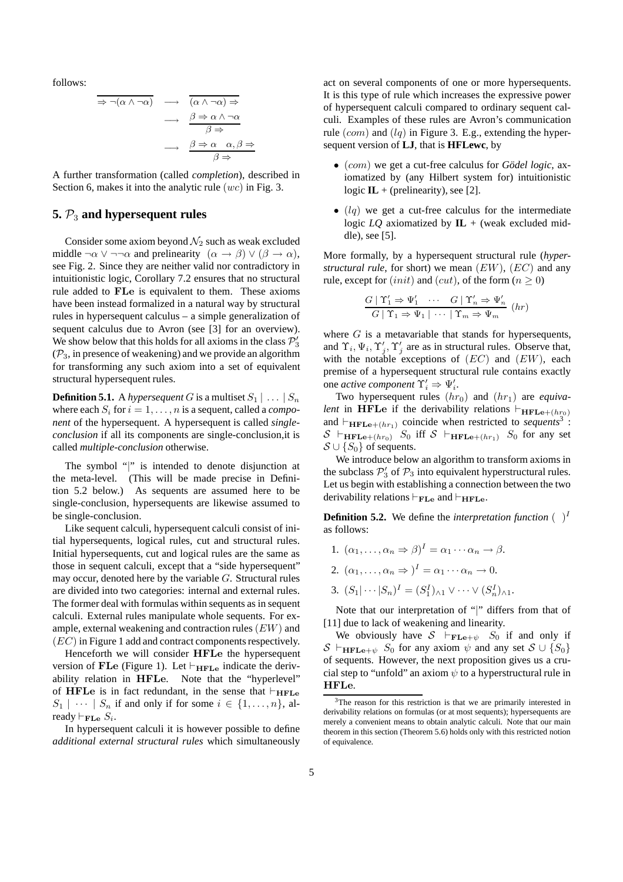follows:

$$\overline{\Rightarrow \neg(\alpha \wedge \neg\alpha)} \quad \longrightarrow \quad \overline{(\alpha \wedge \neg\alpha) \Rightarrow}$$

$$\longrightarrow \quad \frac{\beta \Rightarrow \alpha \wedge \neg\alpha}{\beta \Rightarrow}$$

$$\longrightarrow \quad \frac{\beta \Rightarrow \alpha \quad \alpha, \beta \Rightarrow}{\beta \Rightarrow}$$

A further transformation (called *completion*), described in Section 6, makes it into the analytic rule $(wc)$ in Fig. 3.

## 5. $\mathcal{P}_3$ and hypersequent rules

Consider some axiom beyond $\mathcal{N}_2$ such as weak excluded middle $\neg\alpha \vee \neg\neg\alpha$ and prelinearity $(\alpha \rightarrow \beta) \vee (\beta \rightarrow \alpha)$, see Fig. 2. Since they are neither valid nor contradictory in intuitionistic logic, Corollary 7.2 ensures that no structural rule added to **FLe** is equivalent to them. These axioms have been instead formalized in a natural way by structural rules in hypersequent calculus – a simple generalization of sequent calculus due to Avron (see [3] for an overview). We show below that this holds for all axioms in the class $\mathcal{P}_3'$ ($\mathcal{P}_3$, in presence of weakening) and we provide an algorithm for transforming any such axiom into a set of equivalent structural hypersequent rules.

**Definition 5.1.** A *hypersequent* $G$ is a multiset $S_1 \mid \ldots \mid S_n$ where each $S_i$ for $i = 1, \ldots, n$ is a sequent, called a *component* of the hypersequent. A hypersequent is called *single-conclusion* if all its components are single-conclusion,it is called *multiple-conclusion* otherwise.

The symbol "$|$" is intended to denote disjunction at the meta-level. (This will be made precise in Definition 5.2 below.) As sequents are assumed here to be single-conclusion, hypersequents are likewise assumed to be single-conclusion.

Like sequent calculi, hypersequent calculi consist of initial hypersequents, logical rules, cut and structural rules. Initial hypersequents, cut and logical rules are the same as those in sequent calculi, except that a "side hypersequent" may occur, denoted here by the variable $G$. Structural rules are divided into two categories: internal and external rules. The former deal with formulas within sequents as in sequent calculi. External rules manipulate whole sequents. For example, external weakening and contraction rules $(EW)$ and $(EC)$ in Figure 1 add and contract components respectively.

Henceforth we will consider **HFLe** the hypersequent version of **FLe** (Figure 1). Let $\vdash_{\mathbf{HFLe}}$ indicate the derivability relation in **HFLe**. Note that the "hyperlevel" of **HFLe** is in fact redundant, in the sense that $\vdash_{\mathbf{HFLe}}$ $S_1 \mid \cdots \mid S_n$ if and only if for some $i \in \{1, \ldots, n\}$, already $\vdash_{\mathbf{FLe}} S_i$.

In hypersequent calculi it is however possible to define *additional external structural rules* which simultaneously act on several components of one or more hypersequents. It is this type of rule which increases the expressive power of hypersequent calculi compared to ordinary sequent calculi. Examples of these rules are Avron's communication rule $(com)$ and $(lq)$ in Figure 3. E.g., extending the hypersequent version of **LJ**, that is **HFLewc**, by

- $(com)$ we get a cut-free calculus for *Gödel logic*, axiomatized by (any Hilbert system for) intuitionistic logic **IL** + (prelinearity), see [2].
- $(lq)$ we get a cut-free calculus for the intermediate logic *LQ* axiomatized by **IL** + (weak excluded middle), see [5].

More formally, by a hypersequent structural rule (*hyperstructural rule*, for short) we mean $(EW)$, $(EC)$ and any rule, except for $(init)$ and $(cut)$, of the form $(n \geq 0)$

$$\frac{G \mid \Upsilon_1' \Rightarrow \Psi_1' \quad \cdots \quad G \mid \Upsilon_n' \Rightarrow \Psi_n'}{G \mid \Upsilon_1 \Rightarrow \Psi_1 \mid \cdots \mid \Upsilon_m \Rightarrow \Psi_m} \ (hr)$$

where $G$ is a metavariable that stands for hypersequents, and $\Upsilon_i, \Psi_i, \Upsilon_j', \Upsilon_j'$ are as in structural rules. Observe that, with the notable exceptions of $(EC)$ and $(EW)$, each premise of a hypersequent structural rule contains exactly one *active component* $\Upsilon_i' \Rightarrow \Psi_i'$.

Two hypersequent rules $(hr_0)$ and $(hr_1)$ are *equivalent* in **HFLe** if the derivability relations $\vdash_{\mathbf{HFLe}+(hr_0)}$ and $\vdash_{\mathbf{HFLe}+(hr_1)}$ coincide when restricted to *sequents*[3] : $\mathcal{S} \vdash_{\mathbf{HFLe}+(hr_0)} S_0$ iff $\mathcal{S} \vdash_{\mathbf{HFLe}+(hr_1)} S_0$ for any set $\mathcal{S} \cup \{S_0\}$ of sequents.

We introduce below an algorithm to transform axioms in the subclass $\mathcal{P}_3'$ of $\mathcal{P}_3$ into equivalent hyperstructural rules. Let us begin with establishing a connection between the two derivability relations $\vdash_{\mathbf{FLe}}$ and $\vdash_{\mathbf{HFLe}}$.

**Definition 5.2.** We define the *interpretation function* $(\ )^I$ as follows:

1. $(\alpha_1, \ldots, \alpha_n \Rightarrow \beta)^I = \alpha_1 \cdots \alpha_n \rightarrow \beta$.
2. $(\alpha_1, \ldots, \alpha_n \Rightarrow\ )^I = \alpha_1 \cdots \alpha_n \rightarrow 0$.
3. $(S_1 | \cdots | S_n)^I = (S_1^I)_{\wedge 1} \vee \cdots \vee (S_n^I)_{\wedge 1}$.

Note that our interpretation of "$|$" differs from that of [11] due to lack of weakening and linearity.

We obviously have $\mathcal{S} \vdash_{\mathbf{FLe}+\psi} S_0$ if and only if $\mathcal{S} \vdash_{\mathbf{HFLe}+\psi} S_0$ for any axiom $\psi$ and any set $\mathcal{S} \cup \{S_0\}$ of sequents. However, the next proposition gives us a crucial step to "unfold" an axiom $\psi$ to a hyperstructural rule in **HFLe**.

[3] The reason for this restriction is that we are primarily interested in derivability relations on formulas (or at most sequents); hypersequents are merely a convenient means to obtain analytic calculi. Note that our main theorem in this section (Theorem 5.6) holds only with this restricted notion of equivalence.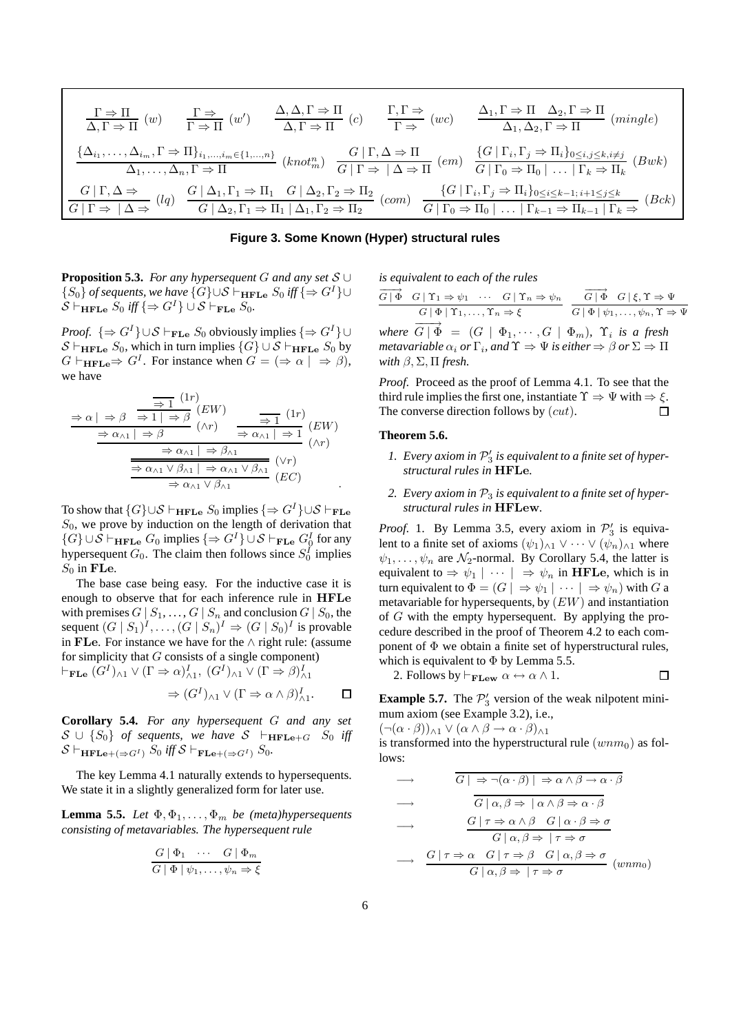$$\frac{\Gamma \Rightarrow \Pi}{\Delta, \Gamma \Rightarrow \Pi}\ (w) \qquad \frac{\Gamma \Rightarrow}{\Gamma \Rightarrow \Pi}\ (w') \qquad \frac{\Delta, \Delta, \Gamma \Rightarrow \Pi}{\Delta, \Gamma \Rightarrow \Pi}\ (c) \qquad \frac{\Gamma, \Gamma \Rightarrow}{\Gamma \Rightarrow}\ (wc) \qquad \frac{\Delta_1, \Gamma \Rightarrow \Pi \quad \Delta_2, \Gamma \Rightarrow \Pi}{\Delta_1, \Delta_2, \Gamma \Rightarrow \Pi}\ (mingle)$$

$$\frac{\{\Delta_{i_1}, \ldots, \Delta_{i_m}, \Gamma \Rightarrow \Pi\}_{i_1,\ldots,i_m \in \{1,\ldots,n\}}}{\Delta_1, \ldots, \Delta_n, \Gamma \Rightarrow \Pi}\ (knot^n_m) \quad \frac{G \mid \Gamma, \Delta \Rightarrow \Pi}{G \mid \Gamma \Rightarrow \ \mid \Delta \Rightarrow \Pi}\ (em) \quad \frac{\{G \mid \Gamma_i, \Gamma_j \Rightarrow \Pi_i\}_{0 \le i,j \le k, i \ne j}}{G \mid \Gamma_0 \Rightarrow \Pi_0 \mid \ldots \mid \Gamma_k \Rightarrow \Pi_k}\ (Bwk)$$

$$\frac{G \mid \Gamma, \Delta \Rightarrow}{G \mid \Gamma \Rightarrow \ \mid \Delta \Rightarrow}\ (lq) \quad \frac{G \mid \Delta_1, \Gamma_1 \Rightarrow \Pi_1 \quad G \mid \Delta_2, \Gamma_2 \Rightarrow \Pi_2}{G \mid \Delta_2, \Gamma_1 \Rightarrow \Pi_1 \mid \Delta_1, \Gamma_2 \Rightarrow \Pi_2}\ (com) \quad \frac{\{G \mid \Gamma_i, \Gamma_j \Rightarrow \Pi_i\}_{0 \le i \le k-1;\, i+1 \le j \le k}}{G \mid \Gamma_0 \Rightarrow \Pi_0 \mid \ldots \mid \Gamma_{k-1} \Rightarrow \Pi_{k-1} \mid \Gamma_k \Rightarrow}\ (Bck)$$

**Figure 3. Some Known (Hyper) structural rules**

**Proposition 5.3.** *For any hypersequent $G$ and any set $\mathcal{S} \cup \{S_0\}$ of sequents, we have $\{G\} \cup \mathcal{S} \vdash_{\mathbf{HFLe}} S_0$ iff $\{\Rightarrow G^I\} \cup \mathcal{S} \vdash_{\mathbf{HFLe}} S_0$ iff $\{\Rightarrow G^I\} \cup \mathcal{S} \vdash_{\mathbf{FLe}} S_0$.*

*Proof.* $\{\Rightarrow G^I\} \cup \mathcal{S} \vdash_{\mathbf{FLe}} S_0$ obviously implies $\{\Rightarrow G^I\} \cup \mathcal{S} \vdash_{\mathbf{HFLe}} S_0$, which in turn implies $\{G\} \cup \mathcal{S} \vdash_{\mathbf{HFLe}} S_0$ by $G \vdash_{\mathbf{HFLe}} \Rightarrow G^I$. For instance when $G = (\Rightarrow \alpha \mid \ \Rightarrow \beta)$, we have

$$\dfrac{\dfrac{\dfrac{\Rightarrow \alpha \mid \ \Rightarrow \beta \quad \dfrac{\overline{\Rightarrow 1}\ (1r)}{\Rightarrow 1 \mid \ \Rightarrow \beta}\ (EW)}{\Rightarrow \alpha_{\wedge 1} \mid \ \Rightarrow \beta}\ (\wedge r) \quad \dfrac{\overline{\Rightarrow 1}\ (1r)}{\Rightarrow \alpha_{\wedge 1} \mid \ \Rightarrow 1}\ (EW)}{\Rightarrow \alpha_{\wedge 1} \mid \ \Rightarrow \beta_{\wedge 1}}\ (\wedge r)}{\dfrac{\Rightarrow \alpha_{\wedge 1} \vee \beta_{\wedge 1} \mid \ \Rightarrow \alpha_{\wedge 1} \vee \beta_{\wedge 1}}{\Rightarrow \alpha_{\wedge 1} \vee \beta_{\wedge 1}}\ (EC)}\ (\vee r)$$

To show that $\{G\} \cup \mathcal{S} \vdash_{\mathbf{HFLe}} S_0$ implies $\{\Rightarrow G^I\} \cup \mathcal{S} \vdash_{\mathbf{FLe}} S_0$, we prove by induction on the length of derivation that $\{G\} \cup \mathcal{S} \vdash_{\mathbf{HFLe}} G_0$ implies $\{\Rightarrow G^I\} \cup \mathcal{S} \vdash_{\mathbf{FLe}} G_0^I$ for any hypersequent $G_0$. The claim then follows since $S_0^I$ implies $S_0$ in **FLe**.

The base case being easy. For the inductive case it is enough to observe that for each inference rule in **HFLe** with premises $G \mid S_1, \ldots, G \mid S_n$ and conclusion $G \mid S_0$, the sequent $(G \mid S_1)^I, \ldots, (G \mid S_n)^I \Rightarrow (G \mid S_0)^I$ is provable in **FLe**. For instance we have for the $\wedge$ right rule: (assume for simplicity that $G$ consists of a single component)
$\vdash_{\mathbf{FLe}} (G^I)_{\wedge 1} \vee (\Gamma \Rightarrow \alpha)^I_{\wedge 1},\ (G^I)_{\wedge 1} \vee (\Gamma \Rightarrow \beta)^I_{\wedge 1}$

$$\Rightarrow (G^I)_{\wedge 1} \vee (\Gamma \Rightarrow \alpha \wedge \beta)^I_{\wedge 1}.$$

∎

**Corollary 5.4.** *For any hypersequent $G$ and any set $\mathcal{S} \cup \{S_0\}$ of sequents, we have $\mathcal{S} \vdash_{\mathbf{HFLe}+G} S_0$ iff $\mathcal{S} \vdash_{\mathbf{HFLe}+(\Rightarrow G^I)} S_0$ iff $\mathcal{S} \vdash_{\mathbf{FLe}+(\Rightarrow G^I)} S_0$.*

The key Lemma 4.1 naturally extends to hypersequents. We state it in a slightly generalized form for later use.

**Lemma 5.5.** *Let $\Phi, \Phi_1, \ldots, \Phi_m$ be (meta)hypersequents consisting of metavariables. The hypersequent rule*

$$\frac{G \mid \Phi_1 \quad \cdots \quad G \mid \Phi_m}{G \mid \Phi \mid \psi_1, \ldots, \psi_n \Rightarrow \xi}$$

*is equivalent to each of the rules*

$$\frac{\overrightarrow{G \mid \Phi} \quad G \mid \Upsilon_1 \Rightarrow \psi_1 \quad \cdots \quad G \mid \Upsilon_n \Rightarrow \psi_n}{G \mid \Phi \mid \Upsilon_1, \ldots, \Upsilon_n \Rightarrow \xi} \quad \frac{\overrightarrow{G \mid \Phi} \quad G \mid \xi, \Upsilon \Rightarrow \Psi}{G \mid \Phi \mid \psi_1, \ldots, \psi_n, \Upsilon \Rightarrow \Psi}$$

*where $\overrightarrow{G \mid \Phi} = (G \mid \Phi_1, \cdots, G \mid \Phi_m)$, $\Upsilon_i$ is a fresh metavariable $\alpha_i$ or $\Gamma_i$, and $\Upsilon \Rightarrow \Psi$ is either $\Rightarrow \beta$ or $\Sigma \Rightarrow \Pi$ with $\beta, \Sigma, \Pi$ fresh.*

*Proof.* Proceed as the proof of Lemma 4.1. To see that the third rule implies the first one, instantiate $\Upsilon \Rightarrow \Psi$ with $\Rightarrow \xi$. The converse direction follows by $(cut)$. ∎

### Theorem 5.6.

1. *Every axiom in $\mathcal{P}'_3$ is equivalent to a finite set of hyperstructural rules in* **HFLe***.*
2. *Every axiom in $\mathcal{P}_3$ is equivalent to a finite set of hyperstructural rules in* **HFLew***.*

*Proof.* 1. By Lemma 3.5, every axiom in $\mathcal{P}'_3$ is equivalent to a finite set of axioms $(\psi_1)_{\wedge 1} \vee \cdots \vee (\psi_n)_{\wedge 1}$ where $\psi_1, \ldots, \psi_n$ are $\mathcal{N}_2$-normal. By Corollary 5.4, the latter is equivalent to $\Rightarrow \psi_1 \mid \cdots \mid \ \Rightarrow \psi_n$ in **HFLe**, which is in turn equivalent to $\Phi = (G \mid \ \Rightarrow \psi_1 \mid \cdots \mid \ \Rightarrow \psi_n)$ with $G$ a metavariable for hypersequents, by $(EW)$ and instantiation of $G$ with the empty hypersequent. By applying the procedure described in the proof of Theorem 4.2 to each component of $\Phi$ we obtain a finite set of hyperstructural rules, which is equivalent to $\Phi$ by Lemma 5.5.

2. Follows by $\vdash_{\mathbf{FLew}} \alpha \leftrightarrow \alpha \wedge 1$. ∎

**Example 5.7.** The $\mathcal{P}'_3$ version of the weak nilpotent minimum axiom (see Example 3.2), i.e.,
$(\neg(\alpha \cdot \beta))_{\wedge 1} \vee (\alpha \wedge \beta \to \alpha \cdot \beta)_{\wedge 1}$
is transformed into the hyperstructural rule $(wnm_0)$ as follows:

$$\longrightarrow \quad \overline{G \mid \ \Rightarrow \neg(\alpha \cdot \beta) \mid \ \Rightarrow \alpha \wedge \beta \to \alpha \cdot \beta}$$

$$\longrightarrow \quad \overline{G \mid \alpha, \beta \Rightarrow \ \mid \alpha \wedge \beta \Rightarrow \alpha \cdot \beta}$$

$$\longrightarrow \quad \frac{G \mid \tau \Rightarrow \alpha \wedge \beta \quad G \mid \alpha \cdot \beta \Rightarrow \sigma}{G \mid \alpha, \beta \Rightarrow \ \mid \tau \Rightarrow \sigma}$$

$$\longrightarrow \quad \frac{G \mid \tau \Rightarrow \alpha \quad G \mid \tau \Rightarrow \beta \quad G \mid \alpha, \beta \Rightarrow \sigma}{G \mid \alpha, \beta \Rightarrow \ \mid \tau \Rightarrow \sigma}\ (wnm_0)$$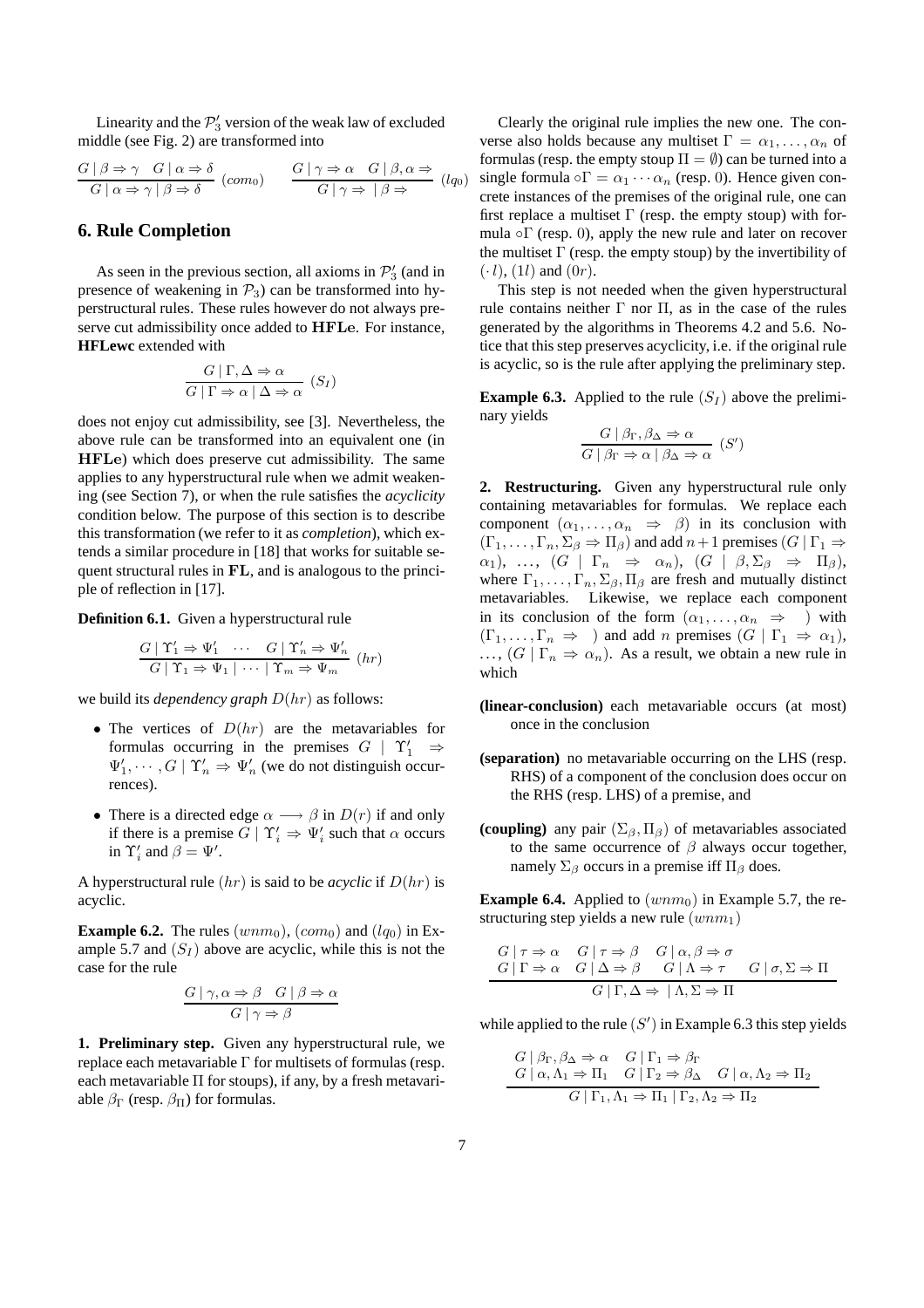Linearity and the $\mathcal{P}_3'$ version of the weak law of excluded middle (see Fig. 2) are transformed into

$$\frac{G \mid \beta \Rightarrow \gamma \quad G \mid \alpha \Rightarrow \delta}{G \mid \alpha \Rightarrow \gamma \mid \beta \Rightarrow \delta}\ (com_0) \qquad \frac{G \mid \gamma \Rightarrow \alpha \quad G \mid \beta, \alpha \Rightarrow}{G \mid \gamma \Rightarrow \ \mid \beta \Rightarrow}\ (lq_0)$$

## 6. Rule Completion

As seen in the previous section, all axioms in $\mathcal{P}_3'$ (and in presence of weakening in $\mathcal{P}_3$) can be transformed into hyperstructural rules. These rules however do not always preserve cut admissibility once added to **HFLe**. For instance, **HFLewc** extended with

$$\frac{G \mid \Gamma, \Delta \Rightarrow \alpha}{G \mid \Gamma \Rightarrow \alpha \mid \Delta \Rightarrow \alpha}\ (S_I)$$

does not enjoy cut admissibility, see [3]. Nevertheless, the above rule can be transformed into an equivalent one (in **HFLe**) which does preserve cut admissibility. The same applies to any hyperstructural rule when we admit weakening (see Section 7), or when the rule satisfies the *acyclicity* condition below. The purpose of this section is to describe this transformation (we refer to it as *completion*), which extends a similar procedure in [18] that works for suitable sequent structural rules in **FL**, and is analogous to the principle of reflection in [17].

**Definition 6.1.** Given a hyperstructural rule

$$\frac{G \mid \Upsilon_1' \Rightarrow \Psi_1' \quad \cdots \quad G \mid \Upsilon_n' \Rightarrow \Psi_n'}{G \mid \Upsilon_1 \Rightarrow \Psi_1 \mid \cdots \mid \Upsilon_m \Rightarrow \Psi_m}\ (hr)$$

we build its *dependency graph* $D(hr)$ as follows:

- The vertices of $D(hr)$ are the metavariables for formulas occurring in the premises $G \mid \Upsilon_1' \Rightarrow \Psi_1', \cdots, G \mid \Upsilon_n' \Rightarrow \Psi_n'$ (we do not distinguish occurrences).
- There is a directed edge $\alpha \longrightarrow \beta$ in $D(r)$ if and only if there is a premise $G \mid \Upsilon_i' \Rightarrow \Psi_i'$ such that $\alpha$ occurs in $\Upsilon_i'$ and $\beta = \Psi'$.

A hyperstructural rule $(hr)$ is said to be *acyclic* if $D(hr)$ is acyclic.

**Example 6.2.** The rules $(wnm_0)$, $(com_0)$ and $(lq_0)$ in Example 5.7 and $(S_I)$ above are acyclic, while this is not the case for the rule

$$\frac{G \mid \gamma, \alpha \Rightarrow \beta \quad G \mid \beta \Rightarrow \alpha}{G \mid \gamma \Rightarrow \beta}$$

**1. Preliminary step.** Given any hyperstructural rule, we replace each metavariable $\Gamma$ for multisets of formulas (resp. each metavariable $\Pi$ for stoups), if any, by a fresh metavariable $\beta_\Gamma$ (resp. $\beta_\Pi$) for formulas.

Clearly the original rule implies the new one. The converse also holds because any multiset $\Gamma = \alpha_1, \ldots, \alpha_n$ of formulas (resp. the empty stoup $\Pi = \emptyset$) can be turned into a single formula $\circ\Gamma = \alpha_1 \cdots \alpha_n$ (resp. $0$). Hence given concrete instances of the premises of the original rule, one can first replace a multiset $\Gamma$ (resp. the empty stoup) with formula $\circ\Gamma$ (resp. $0$), apply the new rule and later on recover the multiset $\Gamma$ (resp. the empty stoup) by the invertibility of $(\cdot l)$, $(1l)$ and $(0r)$.

This step is not needed when the given hyperstructural rule contains neither $\Gamma$ nor $\Pi$, as in the case of the rules generated by the algorithms in Theorems 4.2 and 5.6. Notice that this step preserves acyclicity, i.e. if the original rule is acyclic, so is the rule after applying the preliminary step.

**Example 6.3.** Applied to the rule $(S_I)$ above the preliminary yields

$$\frac{G \mid \beta_\Gamma, \beta_\Delta \Rightarrow \alpha}{G \mid \beta_\Gamma \Rightarrow \alpha \mid \beta_\Delta \Rightarrow \alpha}\ (S')$$

**2. Restructuring.** Given any hyperstructural rule only containing metavariables for formulas. We replace each component $(\alpha_1, \ldots, \alpha_n \Rightarrow \beta)$ in its conclusion with $(\Gamma_1, \ldots, \Gamma_n, \Sigma_\beta \Rightarrow \Pi_\beta)$ and add $n+1$ premises $(G \mid \Gamma_1 \Rightarrow \alpha_1)$, $\ldots$, $(G \mid \Gamma_n \Rightarrow \alpha_n)$, $(G \mid \beta, \Sigma_\beta \Rightarrow \Pi_\beta)$, where $\Gamma_1, \ldots, \Gamma_n, \Sigma_\beta, \Pi_\beta$ are fresh and mutually distinct metavariables. Likewise, we replace each component in its conclusion of the form $(\alpha_1, \ldots, \alpha_n \Rightarrow \ )$ with $(\Gamma_1, \ldots, \Gamma_n \Rightarrow \ )$ and add $n$ premises $(G \mid \Gamma_1 \Rightarrow \alpha_1)$, $\ldots$, $(G \mid \Gamma_n \Rightarrow \alpha_n)$. As a result, we obtain a new rule in which

**(linear-conclusion)** each metavariable occurs (at most) once in the conclusion

**(separation)** no metavariable occurring on the LHS (resp. RHS) of a component of the conclusion does occur on the RHS (resp. LHS) of a premise, and

**(coupling)** any pair $(\Sigma_\beta, \Pi_\beta)$ of metavariables associated to the same occurrence of $\beta$ always occur together, namely $\Sigma_\beta$ occurs in a premise iff $\Pi_\beta$ does.

**Example 6.4.** Applied to $(wnm_0)$ in Example 5.7, the restructuring step yields a new rule $(wnm_1)$

$$\frac{\begin{array}{cccc} G \mid \tau \Rightarrow \alpha & G \mid \tau \Rightarrow \beta & G \mid \alpha, \beta \Rightarrow \sigma & \\ G \mid \Gamma \Rightarrow \alpha & G \mid \Delta \Rightarrow \beta & G \mid \Lambda \Rightarrow \tau & G \mid \sigma, \Sigma \Rightarrow \Pi \end{array}}{G \mid \Gamma, \Delta \Rightarrow \ \mid \Lambda, \Sigma \Rightarrow \Pi}$$

while applied to the rule $(S')$ in Example 6.3 this step yields

$$\frac{\begin{array}{ccc} G \mid \beta_\Gamma, \beta_\Delta \Rightarrow \alpha & G \mid \Gamma_1 \Rightarrow \beta_\Gamma & \\ G \mid \alpha, \Lambda_1 \Rightarrow \Pi_1 & G \mid \Gamma_2 \Rightarrow \beta_\Delta & G \mid \alpha, \Lambda_2 \Rightarrow \Pi_2 \end{array}}{G \mid \Gamma_1, \Lambda_1 \Rightarrow \Pi_1 \mid \Gamma_2, \Lambda_2 \Rightarrow \Pi_2}$$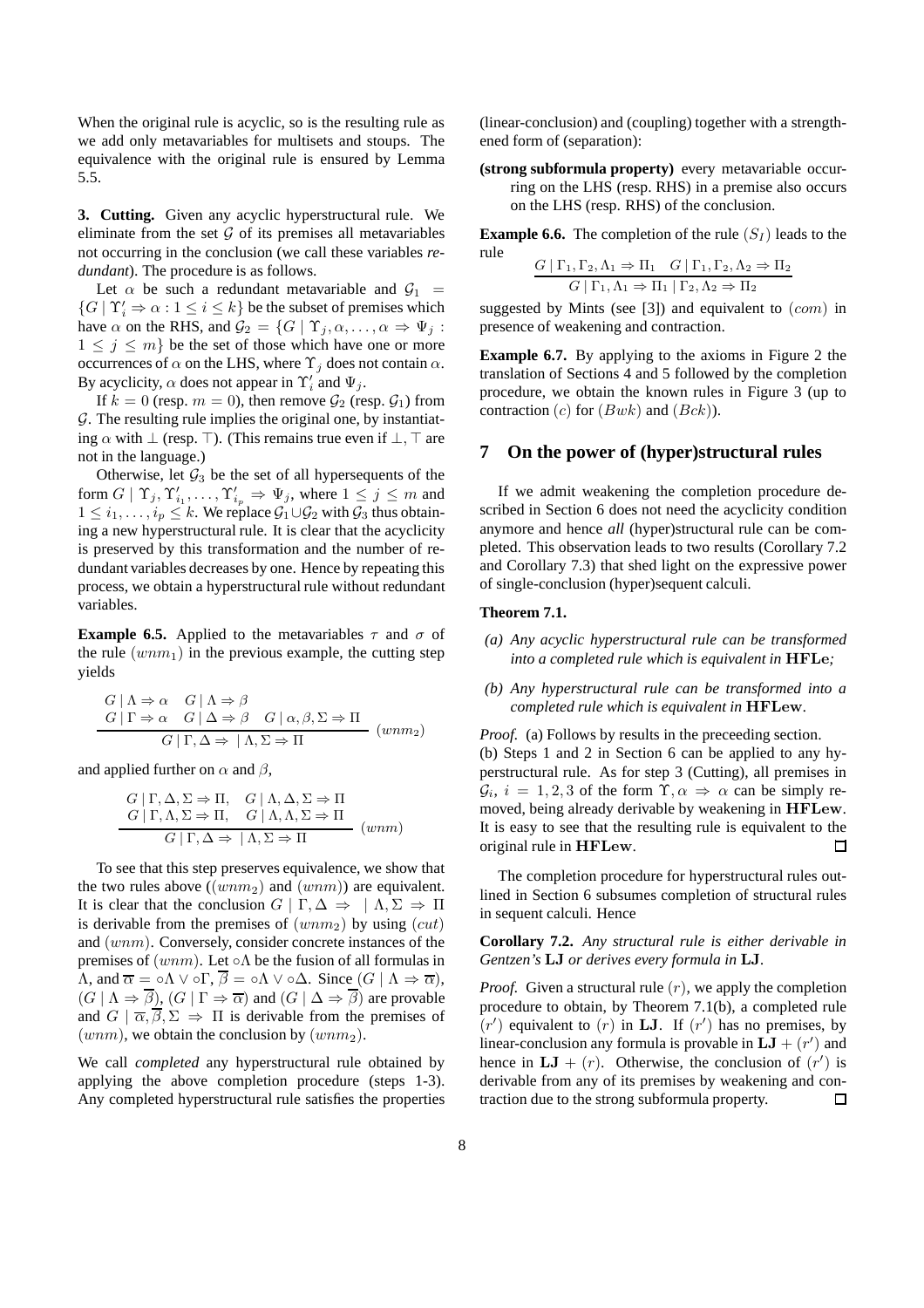When the original rule is acyclic, so is the resulting rule as we add only metavariables for multisets and stoups. The equivalence with the original rule is ensured by Lemma 5.5.

**3. Cutting.** Given any acyclic hyperstructural rule. We eliminate from the set $\mathcal{G}$ of its premises all metavariables not occurring in the conclusion (we call these variables *redundant*). The procedure is as follows.

Let $\alpha$ be such a redundant metavariable and $\mathcal{G}_1 = \{G \mid \Upsilon'_i \Rightarrow \alpha : 1 \leq i \leq k\}$ be the subset of premises which have $\alpha$ on the RHS, and $\mathcal{G}_2 = \{G \mid \Upsilon_j, \alpha, \ldots, \alpha \Rightarrow \Psi_j : 1 \leq j \leq m\}$ be the set of those which have one or more occurrences of $\alpha$ on the LHS, where $\Upsilon_j$ does not contain $\alpha$. By acyclicity, $\alpha$ does not appear in $\Upsilon'_i$ and $\Psi_j$.

If $k = 0$ (resp. $m = 0$), then remove $\mathcal{G}_2$ (resp. $\mathcal{G}_1$) from $\mathcal{G}$. The resulting rule implies the original one, by instantiating $\alpha$ with $\bot$ (resp. $\top$). (This remains true even if $\bot, \top$ are not in the language.)

Otherwise, let $\mathcal{G}_3$ be the set of all hypersequents of the form $G \mid \Upsilon_j, \Upsilon'_{i_1}, \ldots, \Upsilon'_{i_p} \Rightarrow \Psi_j$, where $1 \leq j \leq m$ and $1 \leq i_1, \ldots, i_p \leq k$. We replace $\mathcal{G}_1 \cup \mathcal{G}_2$ with $\mathcal{G}_3$ thus obtaining a new hyperstructural rule. It is clear that the acyclicity is preserved by this transformation and the number of redundant variables decreases by one. Hence by repeating this process, we obtain a hyperstructural rule without redundant variables.

**Example 6.5.** Applied to the metavariables $\tau$ and $\sigma$ of the rule $(wnm_1)$ in the previous example, the cutting step yields

$$\frac{\begin{array}{ll} G \mid \Lambda \Rightarrow \alpha & G \mid \Lambda \Rightarrow \beta \\ G \mid \Gamma \Rightarrow \alpha & G \mid \Delta \Rightarrow \beta \quad G \mid \alpha, \beta, \Sigma \Rightarrow \Pi \end{array}}{G \mid \Gamma, \Delta \Rightarrow \ \mid \Lambda, \Sigma \Rightarrow \Pi} \ (wnm_2)$$

and applied further on $\alpha$ and $\beta$,

$$\frac{\begin{array}{ll} G \mid \Gamma, \Delta, \Sigma \Rightarrow \Pi, & G \mid \Lambda, \Delta, \Sigma \Rightarrow \Pi \\ G \mid \Gamma, \Lambda, \Sigma \Rightarrow \Pi, & G \mid \Lambda, \Lambda, \Sigma \Rightarrow \Pi \end{array}}{G \mid \Gamma, \Delta \Rightarrow \ \mid \Lambda, \Sigma \Rightarrow \Pi} \ (wnm)$$

To see that this step preserves equivalence, we show that the two rules above ($(wnm_2)$ and $(wnm)$) are equivalent. It is clear that the conclusion $G \mid \Gamma, \Delta \Rightarrow \ \mid \Lambda, \Sigma \Rightarrow \Pi$ is derivable from the premises of $(wnm_2)$ by using $(cut)$ and $(wnm)$. Conversely, consider concrete instances of the premises of $(wnm)$. Let $\circ\Lambda$ be the fusion of all formulas in $\Lambda$, and $\overline{\alpha} = \circ\Lambda \vee \circ\Gamma$, $\overline{\beta} = \circ\Lambda \vee \circ\Delta$. Since $(G \mid \Lambda \Rightarrow \overline{\alpha})$, $(G \mid \Lambda \Rightarrow \overline{\beta})$, $(G \mid \Gamma \Rightarrow \overline{\alpha})$ and $(G \mid \Delta \Rightarrow \overline{\beta})$ are provable and $G \mid \overline{\alpha}, \overline{\beta}, \Sigma \Rightarrow \Pi$ is derivable from the premises of $(wnm)$, we obtain the conclusion by $(wnm_2)$.

We call *completed* any hyperstructural rule obtained by applying the above completion procedure (steps 1-3). Any completed hyperstructural rule satisfies the properties (linear-conclusion) and (coupling) together with a strengthened form of (separation):

**(strong subformula property)** every metavariable occurring on the LHS (resp. RHS) in a premise also occurs on the LHS (resp. RHS) of the conclusion.

**Example 6.6.** The completion of the rule $(S_I)$ leads to the rule

$$\frac{G \mid \Gamma_1, \Gamma_2, \Lambda_1 \Rightarrow \Pi_1 \quad G \mid \Gamma_1, \Gamma_2, \Lambda_2 \Rightarrow \Pi_2}{G \mid \Gamma_1, \Lambda_1 \Rightarrow \Pi_1 \mid \Gamma_2, \Lambda_2 \Rightarrow \Pi_2}$$

suggested by Mints (see [3]) and equivalent to $(com)$ in presence of weakening and contraction.

**Example 6.7.** By applying to the axioms in Figure 2 the translation of Sections 4 and 5 followed by the completion procedure, we obtain the known rules in Figure 3 (up to contraction $(c)$ for $(Bwk)$ and $(Bck)$).

## 7 On the power of (hyper)structural rules

If we admit weakening the completion procedure described in Section 6 does not need the acyclicity condition anymore and hence *all* (hyper)structural rule can be completed. This observation leads to two results (Corollary 7.2 and Corollary 7.3) that shed light on the expressive power of single-conclusion (hyper)sequent calculi.

**Theorem 7.1.**

*(a) Any acyclic hyperstructural rule can be transformed into a completed rule which is equivalent in* **HFLe***;*

*(b) Any hyperstructural rule can be transformed into a completed rule which is equivalent in* **HFLew**.

*Proof.* (a) Follows by results in the preceeding section.
(b) Steps 1 and 2 in Section 6 can be applied to any hyperstructural rule. As for step 3 (Cutting), all premises in $\mathcal{G}_i$, $i = 1, 2, 3$ of the form $\Upsilon, \alpha \Rightarrow \alpha$ can be simply removed, being already derivable by weakening in **HFLew**. It is easy to see that the resulting rule is equivalent to the original rule in **HFLew**. ☐

The completion procedure for hyperstructural rules outlined in Section 6 subsumes completion of structural rules in sequent calculi. Hence

**Corollary 7.2.** *Any structural rule is either derivable in Gentzen's* **LJ** *or derives every formula in* **LJ**.

*Proof.* Given a structural rule $(r)$, we apply the completion procedure to obtain, by Theorem 7.1(b), a completed rule $(r')$ equivalent to $(r)$ in **LJ**. If $(r')$ has no premises, by linear-conclusion any formula is provable in $\mathbf{LJ} + (r')$ and hence in $\mathbf{LJ} + (r)$. Otherwise, the conclusion of $(r')$ is derivable from any of its premises by weakening and contraction due to the strong subformula property. ☐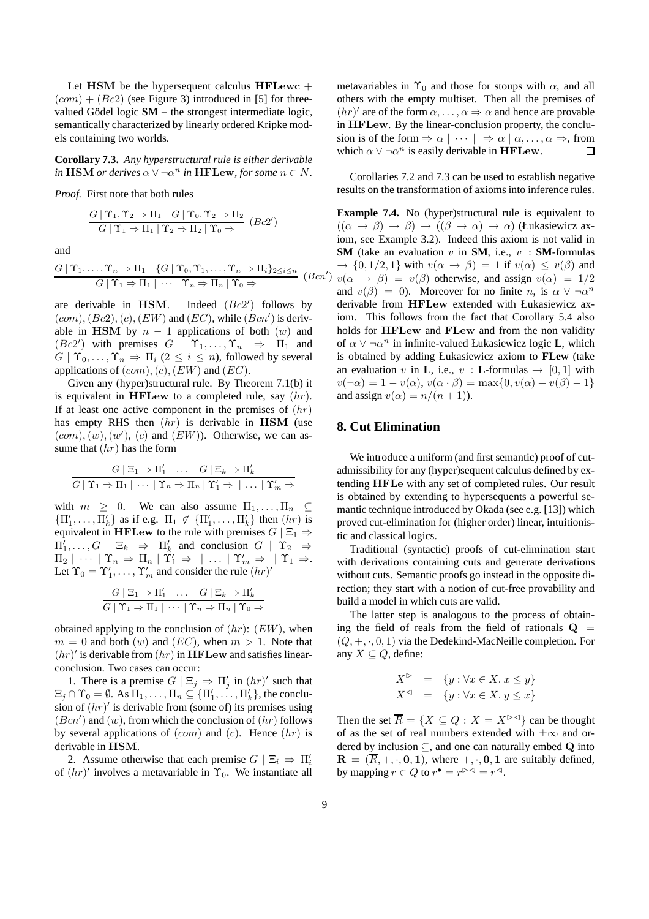Let $\mathbf{HSM}$ be the hypersequent calculus $\mathbf{HFLewc}$ + $(com)$ + $(Bc2)$ (see Figure 3) introduced in [5] for three-valued Gödel logic **SM** – the strongest intermediate logic, semantically characterized by linearly ordered Kripke models containing two worlds.

**Corollary 7.3.** *Any hyperstructural rule is either derivable in* $\mathbf{HSM}$ *or derives* $\alpha \vee \neg\alpha^n$ *in* $\mathbf{HFLew}$*, for some* $n \in N$.

*Proof.* First note that both rules

$$\frac{G \mid \Upsilon_1, \Upsilon_2 \Rightarrow \Pi_1 \quad G \mid \Upsilon_0, \Upsilon_2 \Rightarrow \Pi_2}{G \mid \Upsilon_1 \Rightarrow \Pi_1 \mid \Upsilon_2 \Rightarrow \Pi_2 \mid \Upsilon_0 \Rightarrow} \ (Bc2')$$

and

$$\frac{G \mid \Upsilon_1, \ldots, \Upsilon_n \Rightarrow \Pi_1 \quad \{G \mid \Upsilon_0, \Upsilon_1, \ldots, \Upsilon_n \Rightarrow \Pi_i\}_{2 \le i \le n}}{G \mid \Upsilon_1 \Rightarrow \Pi_1 \mid \cdots \mid \Upsilon_n \Rightarrow \Pi_n \mid \Upsilon_0 \Rightarrow} \ (Bcn')$$

are derivable in $\mathbf{HSM}$. Indeed $(Bc2')$ follows by $(com), (Bc2), (c), (EW)$ and $(EC)$, while $(Bcn')$ is derivable in $\mathbf{HSM}$ by $n-1$ applications of both $(w)$ and $(Bc2')$ with premises $G \mid \Upsilon_1, \ldots, \Upsilon_n \Rightarrow \Pi_1$ and $G \mid \Upsilon_0, \ldots, \Upsilon_n \Rightarrow \Pi_i$ $(2 \le i \le n)$, followed by several applications of $(com), (c), (EW)$ and $(EC)$.

Given any (hyper)structural rule. By Theorem 7.1(b) it is equivalent in $\mathbf{HFLew}$ to a completed rule, say $(hr)$. If at least one active component in the premises of $(hr)$ has empty RHS then $(hr)$ is derivable in $\mathbf{HSM}$ (use $(com), (w), (w')$, $(c)$ and $(EW)$). Otherwise, we can assume that $(hr)$ has the form

$$\frac{G \mid \Xi_1 \Rightarrow \Pi'_1 \quad \ldots \quad G \mid \Xi_k \Rightarrow \Pi'_k}{G \mid \Upsilon_1 \Rightarrow \Pi_1 \mid \cdots \mid \Upsilon_n \Rightarrow \Pi_n \mid \Upsilon'_1 \Rightarrow \ \mid \ldots \mid \Upsilon'_m \Rightarrow}$$

with $m \ge 0$. We can also assume $\Pi_1, \ldots, \Pi_n \subseteq \{\Pi'_1, \ldots, \Pi'_k\}$ as if e.g. $\Pi_1 \notin \{\Pi'_1, \ldots, \Pi'_k\}$ then $(hr)$ is equivalent in $\mathbf{HFLew}$ to the rule with premises $G \mid \Xi_1 \Rightarrow \Pi'_1, \ldots, G \mid \Xi_k \Rightarrow \Pi'_k$ and conclusion $G \mid \Upsilon_2 \Rightarrow \Pi_2 \mid \cdots \mid \Upsilon_n \Rightarrow \Pi_n \mid \Upsilon'_1 \Rightarrow \ \mid \ldots \mid \Upsilon'_m \Rightarrow \ \mid \Upsilon_1 \Rightarrow$. Let $\Upsilon_0 = \Upsilon'_1, \ldots, \Upsilon'_m$ and consider the rule $(hr)'$

$$\frac{G \mid \Xi_1 \Rightarrow \Pi'_1 \quad \ldots \quad G \mid \Xi_k \Rightarrow \Pi'_k}{G \mid \Upsilon_1 \Rightarrow \Pi_1 \mid \cdots \mid \Upsilon_n \Rightarrow \Pi_n \mid \Upsilon_0 \Rightarrow}$$

obtained applying to the conclusion of $(hr)$: $(EW)$, when $m = 0$ and both $(w)$ and $(EC)$, when $m > 1$. Note that $(hr)'$ is derivable from $(hr)$ in $\mathbf{HFLew}$ and satisfies linear-conclusion. Two cases can occur:

1. There is a premise $G \mid \Xi_j \Rightarrow \Pi'_j$ in $(hr)'$ such that $\Xi_j \cap \Upsilon_0 = \emptyset$. As $\Pi_1, \ldots, \Pi_n \subseteq \{\Pi'_1, \ldots, \Pi'_k\}$, the conclusion of $(hr)'$ is derivable from (some of) its premises using $(Bcn')$ and $(w)$, from which the conclusion of $(hr)$ follows by several applications of $(com)$ and $(c)$. Hence $(hr)$ is derivable in $\mathbf{HSM}$.

2. Assume otherwise that each premise $G \mid \Xi_i \Rightarrow \Pi'_i$ of $(hr)'$ involves a metavariable in $\Upsilon_0$. We instantiate all metavariables in $\Upsilon_0$ and those for stoups with $\alpha$, and all others with the empty multiset. Then all the premises of $(hr)'$ are of the form $\alpha, \ldots, \alpha \Rightarrow \alpha$ and hence are provable in $\mathbf{HFLew}$. By the linear-conclusion property, the conclusion is of the form $\Rightarrow \alpha \mid \cdots \mid \ \Rightarrow \alpha \mid \alpha, \ldots, \alpha \Rightarrow$, from which $\alpha \vee \neg\alpha^n$ is easily derivable in $\mathbf{HFLew}$. $\square$

Corollaries 7.2 and 7.3 can be used to establish negative results on the transformation of axioms into inference rules.

**Example 7.4.** No (hyper)structural rule is equivalent to $((\alpha \to \beta) \to \beta) \to ((\beta \to \alpha) \to \alpha)$ (Łukasiewicz axiom, see Example 3.2). Indeed this axiom is not valid in **SM** (take an evaluation $v$ in **SM**, i.e., $v$ : **SM**-formulas $\to \{0, 1/2, 1\}$ with $v(\alpha \to \beta) = 1$ if $v(\alpha) \le v(\beta)$ and $v(\alpha \to \beta) = v(\beta)$ otherwise, and assign $v(\alpha) = 1/2$ and $v(\beta) = 0$). Moreover for no finite $n$, is $\alpha \vee \neg\alpha^n$ derivable from $\mathbf{HFLew}$ extended with Łukasiewicz axiom. This follows from the fact that Corollary 5.4 also holds for $\mathbf{HFLew}$ and $\mathbf{FLew}$ and from the non validity of $\alpha \vee \neg\alpha^n$ in infinite-valued Łukasiewicz logic **L**, which is obtained by adding Łukasiewicz axiom to $\mathbf{FLew}$ (take an evaluation $v$ in **L**, i.e., $v$ : **L**-formulas $\to [0, 1]$ with $v(\neg\alpha) = 1 - v(\alpha)$, $v(\alpha \cdot \beta) = \max\{0, v(\alpha) + v(\beta) - 1\}$ and assign $v(\alpha) = n/(n+1)$).

## 8. Cut Elimination

We introduce a uniform (and first semantic) proof of cut-admissibility for any (hyper)sequent calculus defined by extending $\mathbf{HFLe}$ with any set of completed rules. Our result is obtained by extending to hypersequents a powerful semantic technique introduced by Okada (see e.g. [13]) which proved cut-elimination for (higher order) linear, intuitionistic and classical logics.

Traditional (syntactic) proofs of cut-elimination start with derivations containing cuts and generate derivations without cuts. Semantic proofs go instead in the opposite direction; they start with a notion of cut-free provability and build a model in which cuts are valid.

The latter step is analogous to the process of obtaining the field of reals from the field of rationals $\mathbf{Q} = (Q, +, \cdot, 0, 1)$ via the Dedekind-MacNeille completion. For any $X \subseteq Q$, define:

$$\begin{aligned} X^{\rhd} &= \{y : \forall x \in X.\ x \le y\} \\ X^{\lhd} &= \{y : \forall x \in X.\ y \le x\} \end{aligned}$$

Then the set $\overline{R} = \{X \subseteq Q : X = X^{\rhd\lhd}\}$ can be thought of as the set of real numbers extended with $\pm\infty$ and ordered by inclusion $\subseteq$, and one can naturally embed $\mathbf{Q}$ into $\overline{\mathbf{R}} = (\overline{R}, +, \cdot, \mathbf{0}, \mathbf{1})$, where $+, \cdot, \mathbf{0}, \mathbf{1}$ are suitably defined, by mapping $r \in Q$ to $r^{\bullet} = r^{\rhd\lhd} = r^{\lhd}$.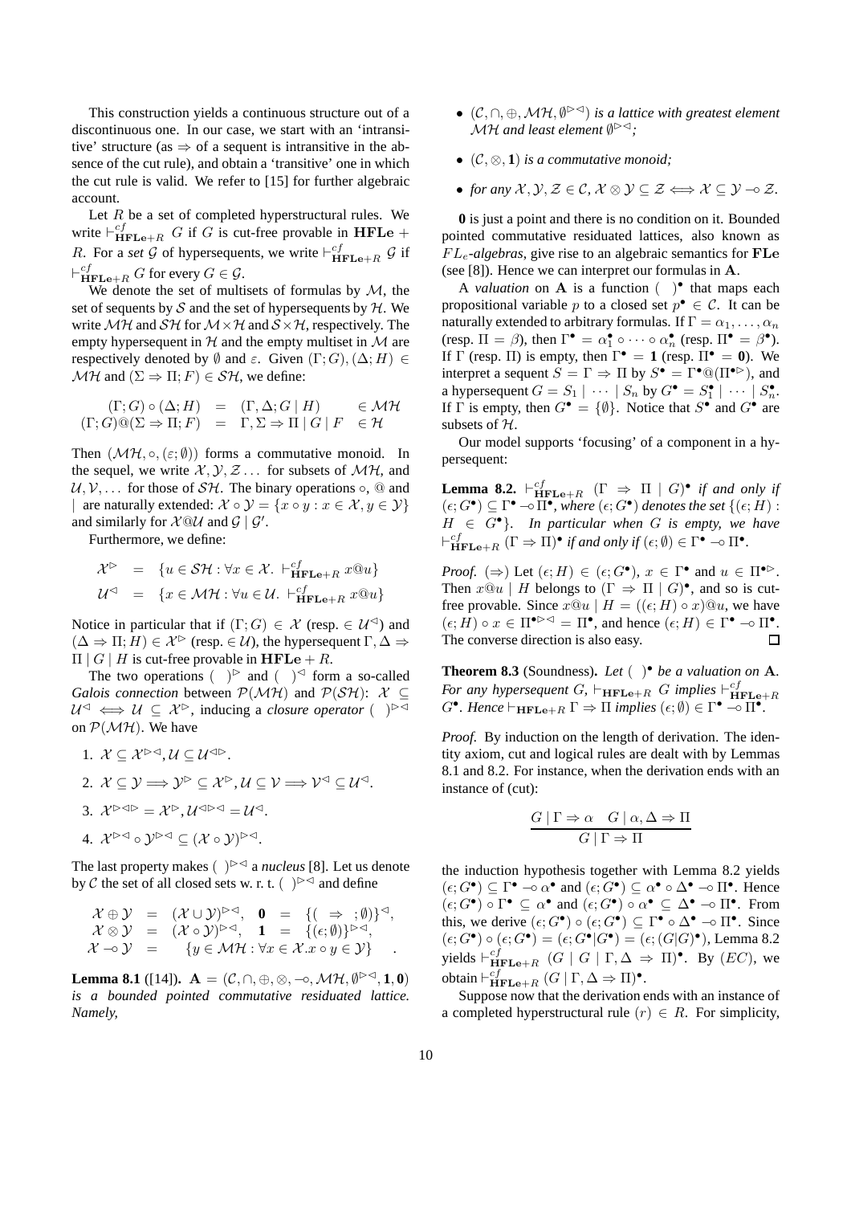This construction yields a continuous structure out of a discontinuous one. In our case, we start with an 'intransitive' structure (as $\Rightarrow$ of a sequent is intransitive in the absence of the cut rule), and obtain a 'transitive' one in which the cut rule is valid. We refer to [15] for further algebraic account.

Let $R$ be a set of completed hyperstructural rules. We write $\vdash^{cf}_{\mathbf{HFLe}+R} G$ if $G$ is cut-free provable in $\mathbf{HFLe} + R$. For a *set* $\mathcal{G}$ of hypersequents, we write $\vdash^{cf}_{\mathbf{HFLe}+R} \mathcal{G}$ if $\vdash^{cf}_{\mathbf{HFLe}+R} G$ for every $G \in \mathcal{G}$.

We denote the set of multisets of formulas by $\mathcal{M}$, the set of sequents by $\mathcal{S}$ and the set of hypersequents by $\mathcal{H}$. We write $\mathcal{MH}$ and $\mathcal{SH}$ for $\mathcal{M}\times\mathcal{H}$ and $\mathcal{S}\times\mathcal{H}$, respectively. The empty hypersequent in $\mathcal{H}$ and the empty multiset in $\mathcal{M}$ are respectively denoted by $\emptyset$ and $\varepsilon$. Given $(\Gamma; G), (\Delta; H) \in \mathcal{MH}$ and $(\Sigma \Rightarrow \Pi; F) \in \mathcal{SH}$, we define:

$$
\begin{array}{rcll}
(\Gamma; G)\circ(\Delta; H) & = & (\Gamma, \Delta; G \mid H) & \in \mathcal{MH} \\
(\Gamma; G)@(\Sigma \Rightarrow \Pi; F) & = & \Gamma, \Sigma \Rightarrow \Pi \mid G \mid F & \in \mathcal{H}
\end{array}
$$

Then $(\mathcal{MH}, \circ, (\varepsilon; \emptyset))$ forms a commutative monoid. In the sequel, we write $\mathcal{X}, \mathcal{Y}, \mathcal{Z} \ldots$ for subsets of $\mathcal{MH}$, and $\mathcal{U}, \mathcal{V}, \ldots$ for those of $\mathcal{SH}$. The binary operations $\circ$, $@$ and $\mid$ are naturally extended: $\mathcal{X}\circ\mathcal{Y} = \{x \circ y : x \in \mathcal{X}, y \in \mathcal{Y}\}$ and similarly for $\mathcal{X}@\mathcal{U}$ and $\mathcal{G} \mid \mathcal{G}'$.

Furthermore, we define:

$$
\begin{array}{rcl}
\mathcal{X}^{\triangleright} & = & \{u \in \mathcal{SH} : \forall x \in \mathcal{X}.\ \vdash^{cf}_{\mathbf{HFLe}+R} x@u\} \\
\mathcal{U}^{\triangleleft} & = & \{x \in \mathcal{MH} : \forall u \in \mathcal{U}.\ \vdash^{cf}_{\mathbf{HFLe}+R} x@u\}
\end{array}
$$

Notice in particular that if $(\Gamma; G) \in \mathcal{X}$ (resp. $\in \mathcal{U}^{\triangleleft}$) and $(\Delta \Rightarrow \Pi; H) \in \mathcal{X}^{\triangleright}$ (resp. $\in \mathcal{U}$), the hypersequent $\Gamma, \Delta \Rightarrow \Pi \mid G \mid H$ is cut-free provable in $\mathbf{HFLe} + R$.

The two operations $(\ )^{\triangleright}$ and $(\ )^{\triangleleft}$ form a so-called *Galois connection* between $\mathcal{P}(\mathcal{MH})$ and $\mathcal{P}(\mathcal{SH})$: $\mathcal{X} \subseteq \mathcal{U}^{\triangleleft} \iff \mathcal{U} \subseteq \mathcal{X}^{\triangleright}$, inducing a *closure operator* $(\ )^{\triangleright\triangleleft}$ on $\mathcal{P}(\mathcal{MH})$. We have

1. $\mathcal{X} \subseteq \mathcal{X}^{\triangleright\triangleleft}, \mathcal{U} \subseteq \mathcal{U}^{\triangleleft\triangleright}$.
2. $\mathcal{X} \subseteq \mathcal{Y} \Longrightarrow \mathcal{Y}^{\triangleright} \subseteq \mathcal{X}^{\triangleright}, \mathcal{U} \subseteq \mathcal{V} \Longrightarrow \mathcal{V}^{\triangleleft} \subseteq \mathcal{U}^{\triangleleft}$.
3. $\mathcal{X}^{\triangleright\triangleleft\triangleright} = \mathcal{X}^{\triangleright}, \mathcal{U}^{\triangleleft\triangleright\triangleleft} = \mathcal{U}^{\triangleleft}$.
4. $\mathcal{X}^{\triangleright\triangleleft} \circ \mathcal{Y}^{\triangleright\triangleleft} \subseteq (\mathcal{X}\circ\mathcal{Y})^{\triangleright\triangleleft}$.

The last property makes $(\ )^{\triangleright\triangleleft}$ a *nucleus* [8]. Let us denote by $\mathcal{C}$ the set of all closed sets w. r. t. $(\ )^{\triangleright\triangleleft}$ and define

$$
\begin{array}{rclrcl}
\mathcal{X}\oplus\mathcal{Y} & = & (\mathcal{X}\cup\mathcal{Y})^{\triangleright\triangleleft}, & \mathbf{0} & = & \{(\ \Rightarrow\ ; \emptyset)\}^{\triangleleft}, \\
\mathcal{X}\otimes\mathcal{Y} & = & (\mathcal{X}\circ\mathcal{Y})^{\triangleright\triangleleft}, & \mathbf{1} & = & \{(\epsilon; \emptyset)\}^{\triangleright\triangleleft}, \\
\mathcal{X}\multimap\mathcal{Y} & = & \multicolumn{4}{l}{\{y \in \mathcal{MH} : \forall x \in \mathcal{X}.x \circ y \in \mathcal{Y}\}}
\end{array}
$$

**Lemma 8.1** ([14])**.** $\mathbf{A} = (\mathcal{C}, \cap, \oplus, \otimes, \multimap, \mathcal{MH}, \emptyset^{\triangleright\triangleleft}, \mathbf{1}, \mathbf{0})$ *is a bounded pointed commutative residuated lattice. Namely,*

- $(\mathcal{C}, \cap, \oplus, \mathcal{MH}, \emptyset^{\triangleright\triangleleft})$ *is a lattice with greatest element* $\mathcal{MH}$ *and least element* $\emptyset^{\triangleright\triangleleft}$*;*
- $(\mathcal{C}, \otimes, \mathbf{1})$ *is a commutative monoid;*
- *for any* $\mathcal{X}, \mathcal{Y}, \mathcal{Z} \in \mathcal{C}$*,* $\mathcal{X}\otimes\mathcal{Y} \subseteq \mathcal{Z} \iff \mathcal{X} \subseteq \mathcal{Y} \multimap \mathcal{Z}$.

$\mathbf{0}$ is just a point and there is no condition on it. Bounded pointed commutative residuated lattices, also known as $FL_e$*-algebras*, give rise to an algebraic semantics for $\mathbf{FLe}$ (see [8]). Hence we can interpret our formulas in $\mathbf{A}$.

A *valuation* on $\mathbf{A}$ is a function $(\ )^{\bullet}$ that maps each propositional variable $p$ to a closed set $p^{\bullet} \in \mathcal{C}$. It can be naturally extended to arbitrary formulas. If $\Gamma = \alpha_1, \ldots, \alpha_n$ (resp. $\Pi = \beta$), then $\Gamma^{\bullet} = \alpha_1^{\bullet} \circ \cdots \circ \alpha_n^{\bullet}$ (resp. $\Pi^{\bullet} = \beta^{\bullet}$). If $\Gamma$ (resp. $\Pi$) is empty, then $\Gamma^{\bullet} = \mathbf{1}$ (resp. $\Pi^{\bullet} = \mathbf{0}$). We interpret a sequent $S = \Gamma \Rightarrow \Pi$ by $S^{\bullet} = \Gamma^{\bullet}@(\Pi^{\bullet\triangleright})$, and a hypersequent $G = S_1 \mid \cdots \mid S_n$ by $G^{\bullet} = S_1^{\bullet} \mid \cdots \mid S_n^{\bullet}$. If $\Gamma$ is empty, then $G^{\bullet} = \{\emptyset\}$. Notice that $S^{\bullet}$ and $G^{\bullet}$ are subsets of $\mathcal{H}$.

Our model supports 'focusing' of a component in a hypersequent:

**Lemma 8.2.** $\vdash^{cf}_{\mathbf{HFLe}+R} (\Gamma \Rightarrow \Pi \mid G)^{\bullet}$ *if and only if* $(\epsilon; G^{\bullet}) \subseteq \Gamma^{\bullet} \multimap \Pi^{\bullet}$*, where* $(\epsilon; G^{\bullet})$ *denotes the set* $\{(\epsilon; H) : H \in G^{\bullet}\}$*. In particular when* $G$ *is empty, we have* $\vdash^{cf}_{\mathbf{HFLe}+R} (\Gamma \Rightarrow \Pi)^{\bullet}$ *if and only if* $(\epsilon; \emptyset) \in \Gamma^{\bullet} \multimap \Pi^{\bullet}$.

*Proof.* $(\Rightarrow)$ Let $(\epsilon; H) \in (\epsilon; G^{\bullet})$, $x \in \Gamma^{\bullet}$ and $u \in \Pi^{\bullet\triangleright}$. Then $x@u \mid H$ belongs to $(\Gamma \Rightarrow \Pi \mid G)^{\bullet}$, and so is cut-free provable. Since $x@u \mid H = ((\epsilon; H) \circ x)@u$, we have $(\epsilon; H) \circ x \in \Pi^{\bullet\triangleright\triangleleft} = \Pi^{\bullet}$, and hence $(\epsilon; H) \in \Gamma^{\bullet} \multimap \Pi^{\bullet}$. The converse direction is also easy. $\square$

**Theorem 8.3** (Soundness)**.** *Let* $(\ )^{\bullet}$ *be a valuation on* $\mathbf{A}$*. For any hypersequent* $G$*,* $\vdash_{\mathbf{HFLe}+R} G$ *implies* $\vdash^{cf}_{\mathbf{HFLe}+R} G^{\bullet}$*. Hence* $\vdash_{\mathbf{HFLe}+R} \Gamma \Rightarrow \Pi$ *implies* $(\epsilon; \emptyset) \in \Gamma^{\bullet} \multimap \Pi^{\bullet}$.

*Proof.* By induction on the length of derivation. The identity axiom, cut and logical rules are dealt with by Lemmas 8.1 and 8.2. For instance, when the derivation ends with an instance of (cut):

$$
\frac{G \mid \Gamma \Rightarrow \alpha \quad G \mid \alpha, \Delta \Rightarrow \Pi}{G \mid \Gamma \Rightarrow \Pi}
$$

the induction hypothesis together with Lemma 8.2 yields $(\epsilon; G^{\bullet}) \subseteq \Gamma^{\bullet} \multimap \alpha^{\bullet}$ and $(\epsilon; G^{\bullet}) \subseteq \alpha^{\bullet} \circ \Delta^{\bullet} \multimap \Pi^{\bullet}$. Hence $(\epsilon; G^{\bullet}) \circ \Gamma^{\bullet} \subseteq \alpha^{\bullet}$ and $(\epsilon; G^{\bullet}) \circ \alpha^{\bullet} \subseteq \Delta^{\bullet} \multimap \Pi^{\bullet}$. From this, we derive $(\epsilon; G^{\bullet}) \circ (\epsilon; G^{\bullet}) \subseteq \Gamma^{\bullet} \circ \Delta^{\bullet} \multimap \Pi^{\bullet}$. Since $(\epsilon; G^{\bullet}) \circ (\epsilon; G^{\bullet}) = (\epsilon; G^{\bullet} | G^{\bullet}) = (\epsilon; (G|G)^{\bullet})$, Lemma 8.2 yields $\vdash^{cf}_{\mathbf{HFLe}+R} (G \mid G \mid \Gamma, \Delta \Rightarrow \Pi)^{\bullet}$. By $(EC)$, we obtain $\vdash^{cf}_{\mathbf{HFLe}+R} (G \mid \Gamma, \Delta \Rightarrow \Pi)^{\bullet}$.

Suppose now that the derivation ends with an instance of a completed hyperstructural rule $(r) \in R$. For simplicity,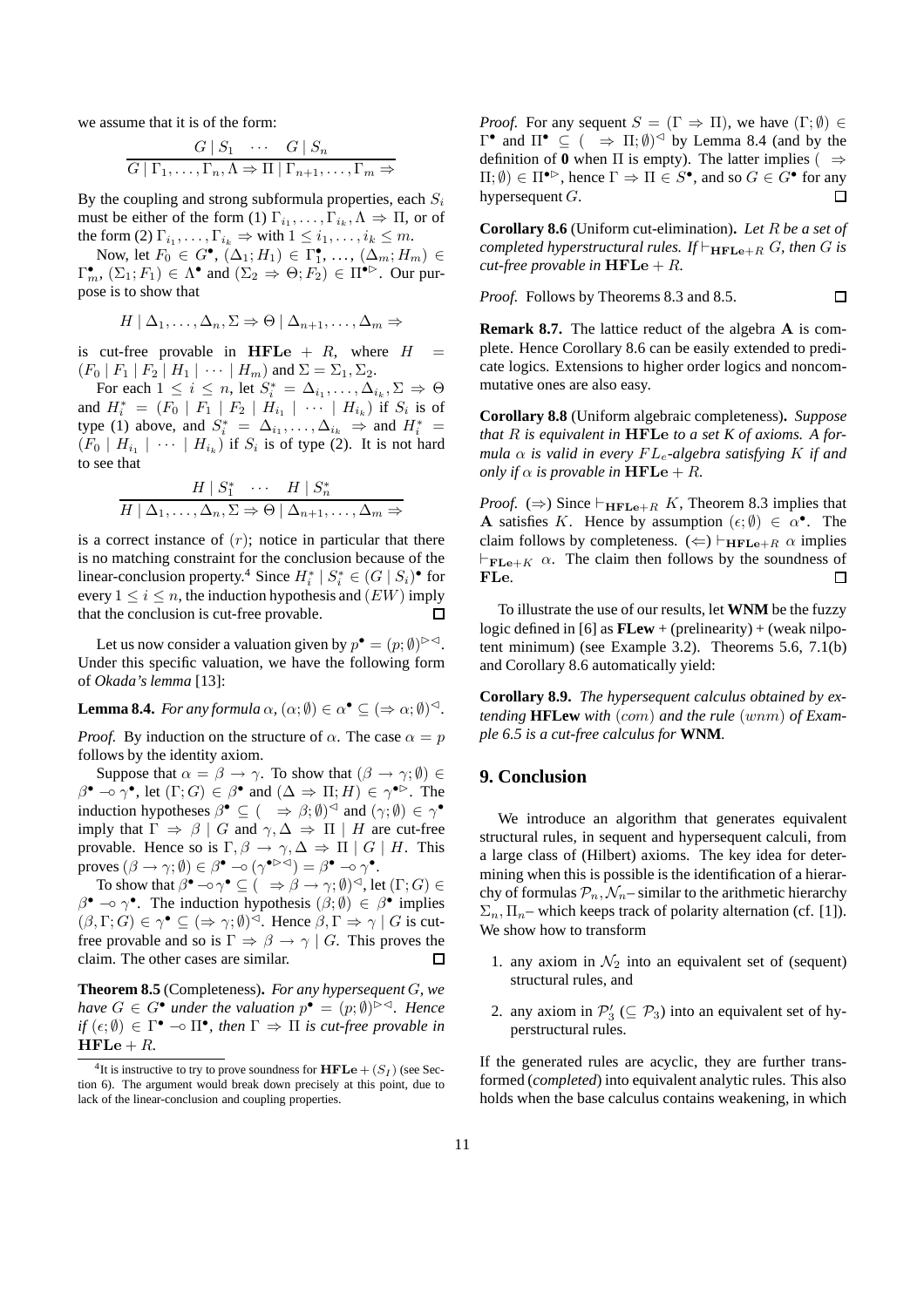we assume that it is of the form:

$$\frac{G \mid S_1 \quad \cdots \quad G \mid S_n}{G \mid \Gamma_1, \ldots, \Gamma_n, \Lambda \Rightarrow \Pi \mid \Gamma_{n+1}, \ldots, \Gamma_m \Rightarrow}$$

By the coupling and strong subformula properties, each $S_i$ must be either of the form (1) $\Gamma_{i_1}, \ldots, \Gamma_{i_k}, \Lambda \Rightarrow \Pi$, or of the form (2) $\Gamma_{i_1}, \ldots, \Gamma_{i_k} \Rightarrow$ with $1 \leq i_1, \ldots, i_k \leq m$.

Now, let $F_0 \in G^\bullet$, $(\Delta_1; H_1) \in \Gamma_1^\bullet$, ..., $(\Delta_m; H_m) \in \Gamma_m^\bullet$, $(\Sigma_1; F_1) \in \Lambda^\bullet$ and $(\Sigma_2 \Rightarrow \Theta; F_2) \in \Pi^{\bullet\rhd}$. Our purpose is to show that

$$H \mid \Delta_1, \ldots, \Delta_n, \Sigma \Rightarrow \Theta \mid \Delta_{n+1}, \ldots, \Delta_m \Rightarrow$$

is cut-free provable in $\mathbf{HFLe} + R$, where $H = (F_0 \mid F_1 \mid F_2 \mid H_1 \mid \cdots \mid H_m)$ and $\Sigma = \Sigma_1, \Sigma_2$.

For each $1 \leq i \leq n$, let $S_i^* = \Delta_{i_1}, \ldots, \Delta_{i_k}, \Sigma \Rightarrow \Theta$ and $H_i^* = (F_0 \mid F_1 \mid F_2 \mid H_{i_1} \mid \cdots \mid H_{i_k})$ if $S_i$ is of type (1) above, and $S_i^* = \Delta_{i_1}, \ldots, \Delta_{i_k} \Rightarrow$ and $H_i^* = (F_0 \mid H_{i_1} \mid \cdots \mid H_{i_k})$ if $S_i$ is of type (2). It is not hard to see that

$$\frac{H \mid S_1^* \quad \cdots \quad H \mid S_n^*}{H \mid \Delta_1, \ldots, \Delta_n, \Sigma \Rightarrow \Theta \mid \Delta_{n+1}, \ldots, \Delta_m \Rightarrow}$$

is a correct instance of $(r)$; notice in particular that there is no matching constraint for the conclusion because of the linear-conclusion property.[4] Since $H_i^* \mid S_i^* \in (G \mid S_i)^\bullet$ for every $1 \leq i \leq n$, the induction hypothesis and $(EW)$ imply that the conclusion is cut-free provable. □

Let us now consider a valuation given by $p^\bullet = (p; \emptyset)^{\rhd\lhd}$. Under this specific valuation, we have the following form of *Okada's lemma* [13]:

**Lemma 8.4.** *For any formula* $\alpha$, $(\alpha; \emptyset) \in \alpha^\bullet \subseteq (\Rightarrow \alpha; \emptyset)^\lhd$.

*Proof.* By induction on the structure of $\alpha$. The case $\alpha = p$ follows by the identity axiom.

Suppose that $\alpha = \beta \to \gamma$. To show that $(\beta \to \gamma; \emptyset) \in \beta^\bullet \multimap \gamma^\bullet$, let $(\Gamma; G) \in \beta^\bullet$ and $(\Delta \Rightarrow \Pi; H) \in \gamma^{\bullet\rhd}$. The induction hypotheses $\beta^\bullet \subseteq (\ \Rightarrow \beta; \emptyset)^\lhd$ and $(\gamma; \emptyset) \in \gamma^\bullet$ imply that $\Gamma \Rightarrow \beta \mid G$ and $\gamma, \Delta \Rightarrow \Pi \mid H$ are cut-free provable. Hence so is $\Gamma, \beta \to \gamma, \Delta \Rightarrow \Pi \mid G \mid H$. This proves $(\beta \to \gamma; \emptyset) \in \beta^\bullet \multimap (\gamma^{\bullet\rhd\lhd}) = \beta^\bullet \multimap \gamma^\bullet$.

To show that $\beta^\bullet \multimap \gamma^\bullet \subseteq (\ \Rightarrow \beta \to \gamma; \emptyset)^\lhd$, let $(\Gamma; G) \in \beta^\bullet \multimap \gamma^\bullet$. The induction hypothesis $(\beta; \emptyset) \in \beta^\bullet$ implies $(\beta, \Gamma; G) \in \gamma^\bullet \subseteq (\Rightarrow \gamma; \emptyset)^\lhd$. Hence $\beta, \Gamma \Rightarrow \gamma \mid G$ is cut-free provable and so is $\Gamma \Rightarrow \beta \to \gamma \mid G$. This proves the claim. The other cases are similar. □

**Theorem 8.5** (Completeness)**.** *For any hypersequent $G$, we have $G \in G^\bullet$ under the valuation $p^\bullet = (p; \emptyset)^{\rhd\lhd}$. Hence if $(\epsilon; \emptyset) \in \Gamma^\bullet \multimap \Pi^\bullet$, then $\Gamma \Rightarrow \Pi$ is cut-free provable in* $\mathbf{HFLe} + R$.

*Proof.* For any sequent $S = (\Gamma \Rightarrow \Pi)$, we have $(\Gamma; \emptyset) \in \Gamma^\bullet$ and $\Pi^\bullet \subseteq (\ \Rightarrow \Pi; \emptyset)^\lhd$ by Lemma 8.4 (and by the definition of **0** when $\Pi$ is empty). The latter implies $(\ \Rightarrow \Pi; \emptyset) \in \Pi^{\bullet\rhd}$, hence $\Gamma \Rightarrow \Pi \in S^\bullet$, and so $G \in G^\bullet$ for any hypersequent $G$. □

**Corollary 8.6** (Uniform cut-elimination)**.** *Let $R$ be a set of completed hyperstructural rules. If $\vdash_{\mathbf{HFLe}+R} G$, then $G$ is cut-free provable in* $\mathbf{HFLe} + R$.

*Proof.* Follows by Theorems 8.3 and 8.5. □

**Remark 8.7.** The lattice reduct of the algebra $\mathbf{A}$ is complete. Hence Corollary 8.6 can be easily extended to predicate logics. Extensions to higher order logics and noncommutative ones are also easy.

**Corollary 8.8** (Uniform algebraic completeness)**.** *Suppose that $R$ is equivalent in* $\mathbf{HFLe}$ *to a set $K$ of axioms. A formula $\alpha$ is valid in every $FL_e$-algebra satisfying $K$ if and only if $\alpha$ is provable in* $\mathbf{HFLe} + R$.

*Proof.* $(\Rightarrow)$ Since $\vdash_{\mathbf{HFLe}+R} K$, Theorem 8.3 implies that $\mathbf{A}$ satisfies $K$. Hence by assumption $(\epsilon; \emptyset) \in \alpha^\bullet$. The claim follows by completeness. $(\Leftarrow)$ $\vdash_{\mathbf{HFLe}+R} \alpha$ implies $\vdash_{\mathbf{FLe}+K} \alpha$. The claim then follows by the soundness of $\mathbf{FLe}$. □

To illustrate the use of our results, let **WNM** be the fuzzy logic defined in [6] as **FLew** + (prelinearity) + (weak nilpotent minimum) (see Example 3.2). Theorems 5.6, 7.1(b) and Corollary 8.6 automatically yield:

**Corollary 8.9.** *The hypersequent calculus obtained by extending* **HFLew** *with* $(com)$ *and the rule* $(wnm)$ *of Example 6.5 is a cut-free calculus for* **WNM**.

## 9. Conclusion

We introduce an algorithm that generates equivalent structural rules, in sequent and hypersequent calculi, from a large class of (Hilbert) axioms. The key idea for determining when this is possible is the identification of a hierarchy of formulas $\mathcal{P}_n, \mathcal{N}_n$– similar to the arithmetic hierarchy $\Sigma_n, \Pi_n$– which keeps track of polarity alternation (cf. [1]). We show how to transform

1. any axiom in $\mathcal{N}_2$ into an equivalent set of (sequent) structural rules, and
2. any axiom in $\mathcal{P}_3'$ ($\subseteq \mathcal{P}_3$) into an equivalent set of hyperstructural rules.

If the generated rules are acyclic, they are further transformed (*completed*) into equivalent analytic rules. This also holds when the base calculus contains weakening, in which

[4] It is instructive to try to prove soundness for $\mathbf{HFLe} + (S_I)$ (see Section 6). The argument would break down precisely at this point, due to lack of the linear-conclusion and coupling properties.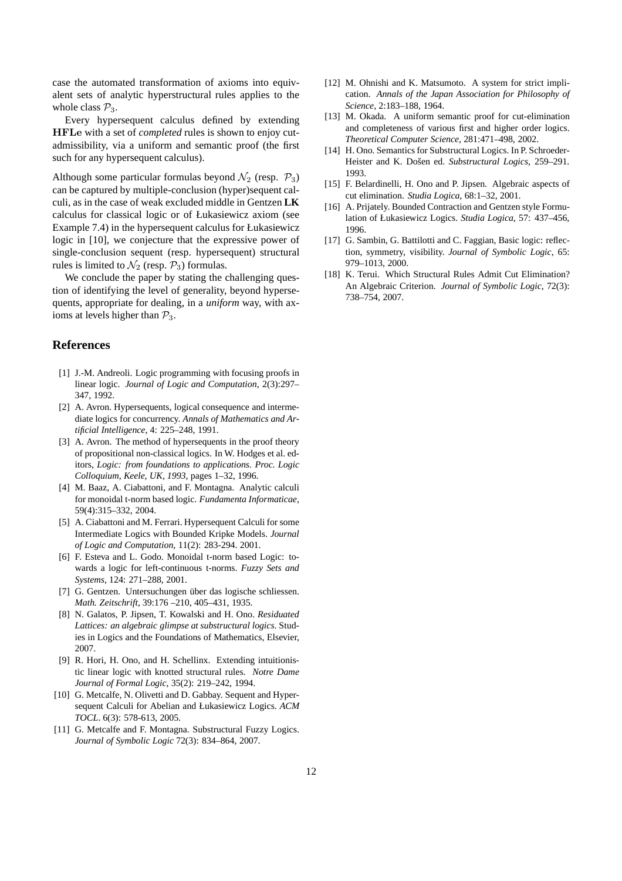case the automated transformation of axioms into equivalent sets of analytic hyperstructural rules applies to the whole class $\mathcal{P}_3$.

Every hypersequent calculus defined by extending **HFLe** with a set of *completed* rules is shown to enjoy cut-admissibility, via a uniform and semantic proof (the first such for any hypersequent calculus).

Although some particular formulas beyond $\mathcal{N}_2$ (resp. $\mathcal{P}_3$) can be captured by multiple-conclusion (hyper)sequent calculi, as in the case of weak excluded middle in Gentzen **LK** calculus for classical logic or of Łukasiewicz axiom (see Example 7.4) in the hypersequent calculus for Łukasiewicz logic in [10], we conjecture that the expressive power of single-conclusion sequent (resp. hypersequent) structural rules is limited to $\mathcal{N}_2$ (resp. $\mathcal{P}_3$) formulas.

We conclude the paper by stating the challenging question of identifying the level of generality, beyond hypersequents, appropriate for dealing, in a *uniform* way, with axioms at levels higher than $\mathcal{P}_3$.

## References

[1] J.-M. Andreoli. Logic programming with focusing proofs in linear logic. *Journal of Logic and Computation*, 2(3):297–347, 1992.

[2] A. Avron. Hypersequents, logical consequence and intermediate logics for concurrency. *Annals of Mathematics and Artificial Intelligence*, 4: 225–248, 1991.

[3] A. Avron. The method of hypersequents in the proof theory of propositional non-classical logics. In W. Hodges et al. editors, *Logic: from foundations to applications. Proc. Logic Colloquium, Keele, UK, 1993*, pages 1–32, 1996.

[4] M. Baaz, A. Ciabattoni, and F. Montagna. Analytic calculi for monoidal t-norm based logic. *Fundamenta Informaticae*, 59(4):315–332, 2004.

[5] A. Ciabattoni and M. Ferrari. Hypersequent Calculi for some Intermediate Logics with Bounded Kripke Models. *Journal of Logic and Computation*, 11(2): 283-294. 2001.

[6] F. Esteva and L. Godo. Monoidal t-norm based Logic: towards a logic for left-continuous t-norms. *Fuzzy Sets and Systems*, 124: 271–288, 2001.

[7] G. Gentzen. Untersuchungen über das logische schliessen. *Math. Zeitschrift*, 39:176 –210, 405–431, 1935.

[8] N. Galatos, P. Jipsen, T. Kowalski and H. Ono. *Residuated Lattices: an algebraic glimpse at substructural logics*. Studies in Logics and the Foundations of Mathematics, Elsevier, 2007.

[9] R. Hori, H. Ono, and H. Schellinx. Extending intuitionistic linear logic with knotted structural rules. *Notre Dame Journal of Formal Logic*, 35(2): 219–242, 1994.

[10] G. Metcalfe, N. Olivetti and D. Gabbay. Sequent and Hypersequent Calculi for Abelian and Łukasiewicz Logics. *ACM TOCL*. 6(3): 578-613, 2005.

[11] G. Metcalfe and F. Montagna. Substructural Fuzzy Logics. *Journal of Symbolic Logic* 72(3): 834–864, 2007.

[12] M. Ohnishi and K. Matsumoto. A system for strict implication. *Annals of the Japan Association for Philosophy of Science*, 2:183–188, 1964.

[13] M. Okada. A uniform semantic proof for cut-elimination and completeness of various first and higher order logics. *Theoretical Computer Science*, 281:471–498, 2002.

[14] H. Ono. Semantics for Substructural Logics. In P. Schroeder-Heister and K. Došen ed. *Substructural Logics*, 259–291. 1993.

[15] F. Belardinelli, H. Ono and P. Jipsen. Algebraic aspects of cut elimination. *Studia Logica*, 68:1–32, 2001.

[16] A. Prijately. Bounded Contraction and Gentzen style Formulation of Łukasiewicz Logics. *Studia Logica*, 57: 437–456, 1996.

[17] G. Sambin, G. Battilotti and C. Faggian, Basic logic: reflection, symmetry, visibility. *Journal of Symbolic Logic*, 65: 979–1013, 2000.

[18] K. Terui. Which Structural Rules Admit Cut Elimination? An Algebraic Criterion. *Journal of Symbolic Logic*, 72(3): 738–754, 2007.